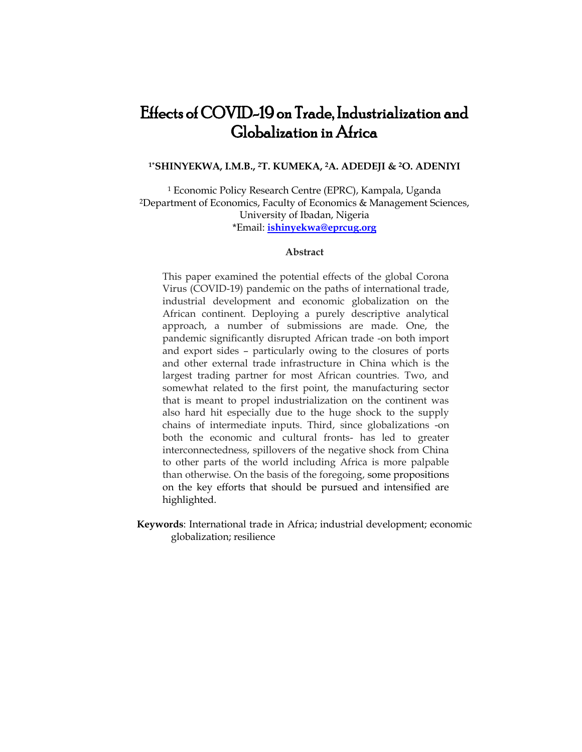# Effects of COVID-19 on Trade, Industrialization and Globalization in Africa

**[1*]SHINYEKWA, I.M.B., [2]T. KUMEKA, [2]A. ADEDEJI & [2]O. ADENIYI**

[1] Economic Policy Research Centre (EPRC), Kampala, Uganda
[2]Department of Economics, Faculty of Economics & Management Sciences, University of Ibadan, Nigeria
*Email: **ishinyekwa@eprcug.org**

**Abstract**

This paper examined the potential effects of the global Corona Virus (COVID-19) pandemic on the paths of international trade, industrial development and economic globalization on the African continent. Deploying a purely descriptive analytical approach, a number of submissions are made. One, the pandemic significantly disrupted African trade -on both import and export sides – particularly owing to the closures of ports and other external trade infrastructure in China which is the largest trading partner for most African countries. Two, and somewhat related to the first point, the manufacturing sector that is meant to propel industrialization on the continent was also hard hit especially due to the huge shock to the supply chains of intermediate inputs. Third, since globalizations -on both the economic and cultural fronts- has led to greater interconnectedness, spillovers of the negative shock from China to other parts of the world including Africa is more palpable than otherwise. On the basis of the foregoing, some propositions on the key efforts that should be pursued and intensified are highlighted.

**Keywords**: International trade in Africa; industrial development; economic globalization; resilience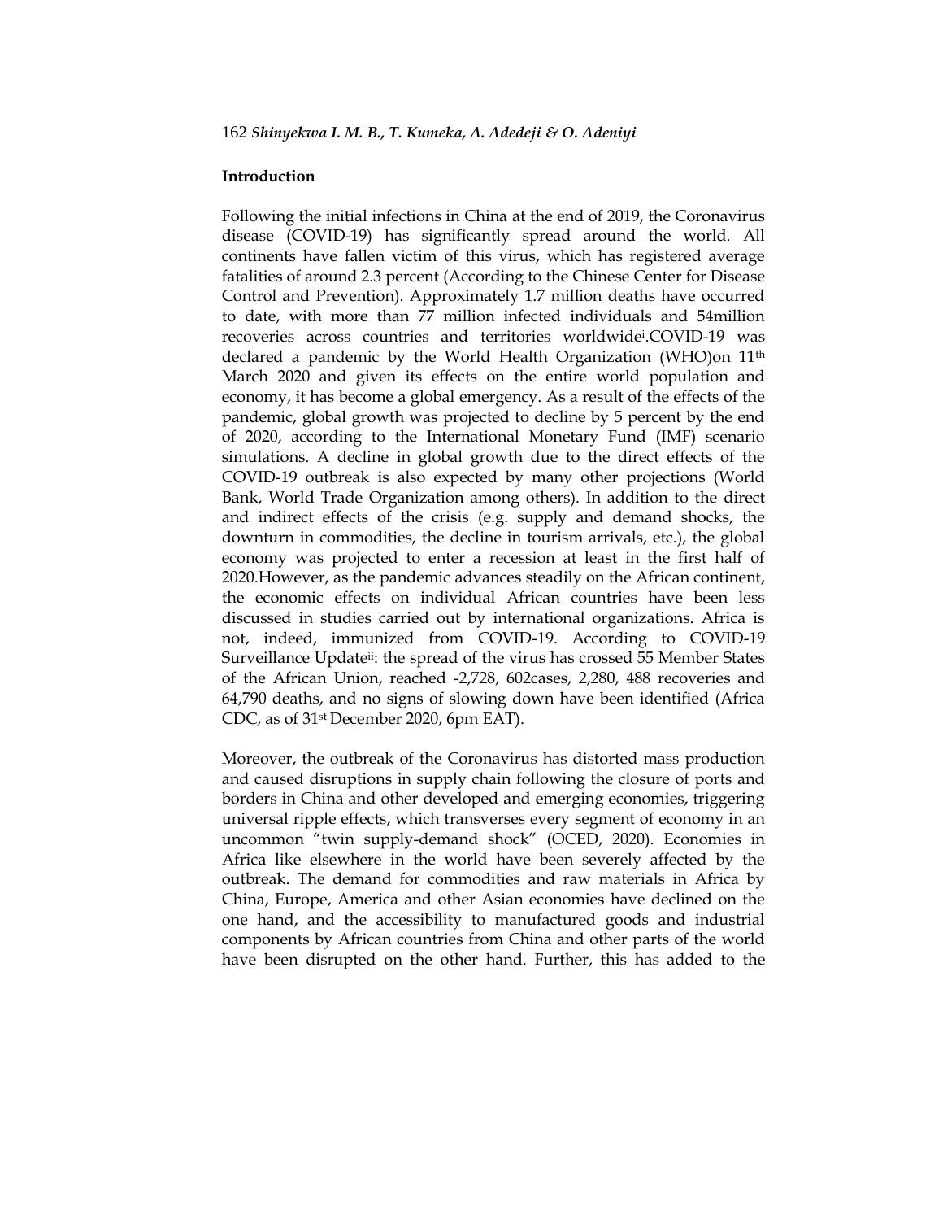## Introduction

Following the initial infections in China at the end of 2019, the Coronavirus disease (COVID-19) has significantly spread around the world. All continents have fallen victim of this virus, which has registered average fatalities of around 2.3 percent (According to the Chinese Center for Disease Control and Prevention). Approximately 1.7 million deaths have occurred to date, with more than 77 million infected individuals and 54million recoveries across countries and territories worldwide[i].COVID-19 was declared a pandemic by the World Health Organization (WHO)on 11th March 2020 and given its effects on the entire world population and economy, it has become a global emergency. As a result of the effects of the pandemic, global growth was projected to decline by 5 percent by the end of 2020, according to the International Monetary Fund (IMF) scenario simulations. A decline in global growth due to the direct effects of the COVID-19 outbreak is also expected by many other projections (World Bank, World Trade Organization among others). In addition to the direct and indirect effects of the crisis (e.g. supply and demand shocks, the downturn in commodities, the decline in tourism arrivals, etc.), the global economy was projected to enter a recession at least in the first half of 2020.However, as the pandemic advances steadily on the African continent, the economic effects on individual African countries have been less discussed in studies carried out by international organizations. Africa is not, indeed, immunized from COVID-19. According to COVID-19 Surveillance Update[ii]: the spread of the virus has crossed 55 Member States of the African Union, reached -2,728, 602cases, 2,280, 488 recoveries and 64,790 deaths, and no signs of slowing down have been identified (Africa CDC, as of 31st December 2020, 6pm EAT).

Moreover, the outbreak of the Coronavirus has distorted mass production and caused disruptions in supply chain following the closure of ports and borders in China and other developed and emerging economies, triggering universal ripple effects, which transverses every segment of economy in an uncommon "twin supply-demand shock" (OCED, 2020). Economies in Africa like elsewhere in the world have been severely affected by the outbreak. The demand for commodities and raw materials in Africa by China, Europe, America and other Asian economies have declined on the one hand, and the accessibility to manufactured goods and industrial components by African countries from China and other parts of the world have been disrupted on the other hand. Further, this has added to the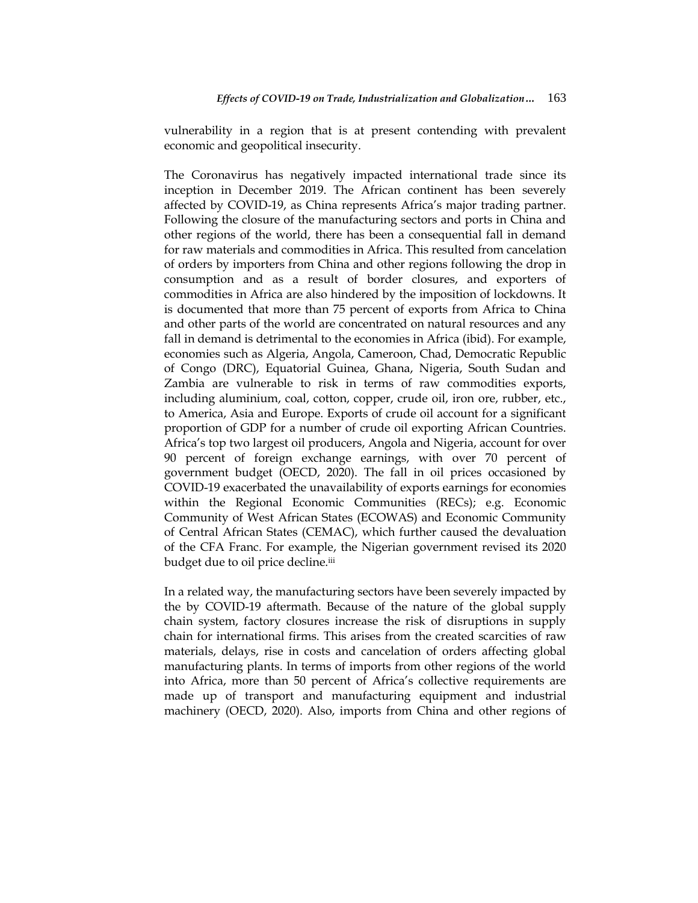vulnerability in a region that is at present contending with prevalent economic and geopolitical insecurity.

The Coronavirus has negatively impacted international trade since its inception in December 2019. The African continent has been severely affected by COVID-19, as China represents Africa's major trading partner. Following the closure of the manufacturing sectors and ports in China and other regions of the world, there has been a consequential fall in demand for raw materials and commodities in Africa. This resulted from cancelation of orders by importers from China and other regions following the drop in consumption and as a result of border closures, and exporters of commodities in Africa are also hindered by the imposition of lockdowns. It is documented that more than 75 percent of exports from Africa to China and other parts of the world are concentrated on natural resources and any fall in demand is detrimental to the economies in Africa (ibid). For example, economies such as Algeria, Angola, Cameroon, Chad, Democratic Republic of Congo (DRC), Equatorial Guinea, Ghana, Nigeria, South Sudan and Zambia are vulnerable to risk in terms of raw commodities exports, including aluminium, coal, cotton, copper, crude oil, iron ore, rubber, etc., to America, Asia and Europe. Exports of crude oil account for a significant proportion of GDP for a number of crude oil exporting African Countries. Africa's top two largest oil producers, Angola and Nigeria, account for over 90 percent of foreign exchange earnings, with over 70 percent of government budget (OECD, 2020). The fall in oil prices occasioned by COVID-19 exacerbated the unavailability of exports earnings for economies within the Regional Economic Communities (RECs); e.g. Economic Community of West African States (ECOWAS) and Economic Community of Central African States (CEMAC), which further caused the devaluation of the CFA Franc. For example, the Nigerian government revised its 2020 budget due to oil price decline.[iii]

In a related way, the manufacturing sectors have been severely impacted by the by COVID-19 aftermath. Because of the nature of the global supply chain system, factory closures increase the risk of disruptions in supply chain for international firms. This arises from the created scarcities of raw materials, delays, rise in costs and cancelation of orders affecting global manufacturing plants. In terms of imports from other regions of the world into Africa, more than 50 percent of Africa's collective requirements are made up of transport and manufacturing equipment and industrial machinery (OECD, 2020). Also, imports from China and other regions of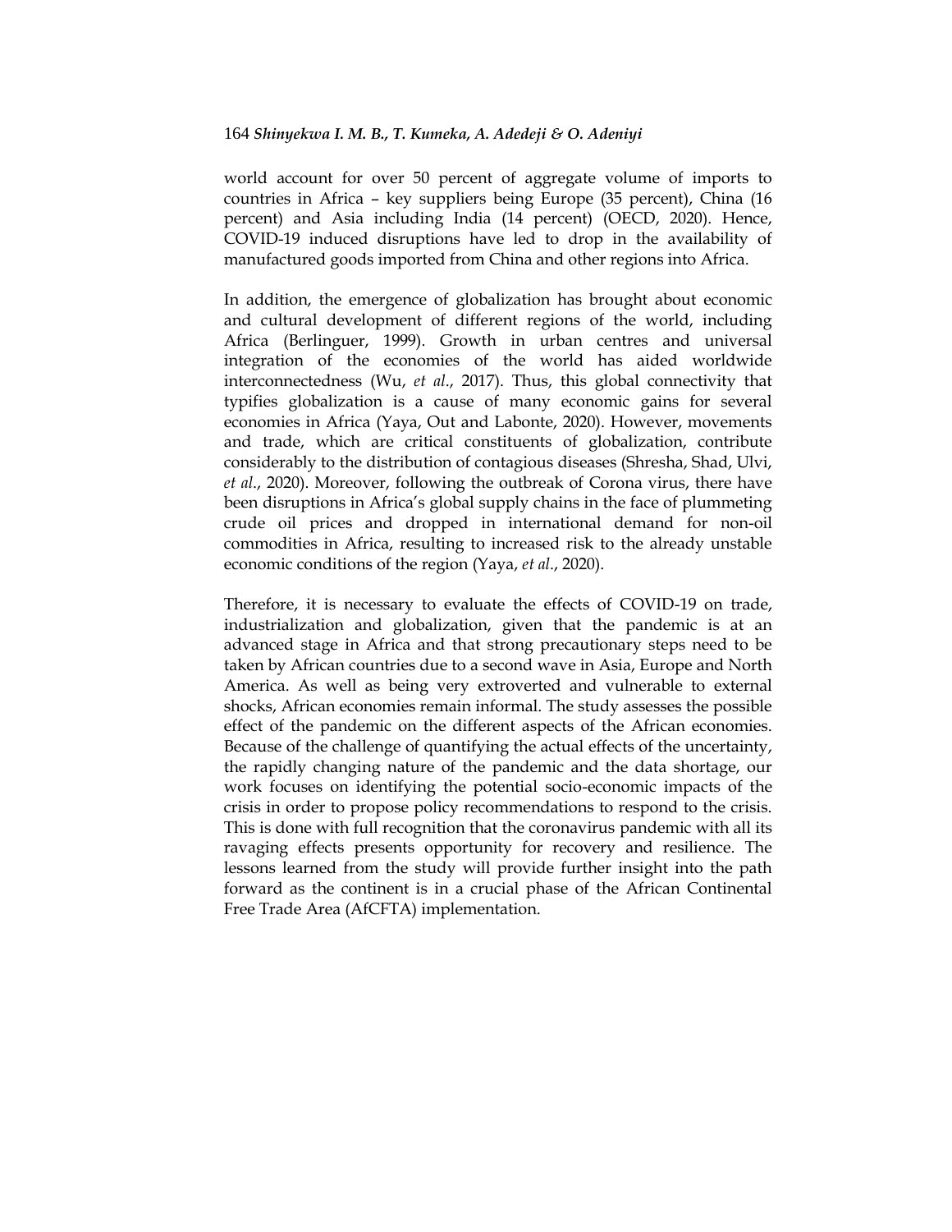world account for over 50 percent of aggregate volume of imports to countries in Africa – key suppliers being Europe (35 percent), China (16 percent) and Asia including India (14 percent) (OECD, 2020). Hence, COVID-19 induced disruptions have led to drop in the availability of manufactured goods imported from China and other regions into Africa.

In addition, the emergence of globalization has brought about economic and cultural development of different regions of the world, including Africa (Berlinguer, 1999). Growth in urban centres and universal integration of the economies of the world has aided worldwide interconnectedness (Wu, *et al*., 2017). Thus, this global connectivity that typifies globalization is a cause of many economic gains for several economies in Africa (Yaya, Out and Labonte, 2020). However, movements and trade, which are critical constituents of globalization, contribute considerably to the distribution of contagious diseases (Shresha, Shad, Ulvi, *et al*., 2020). Moreover, following the outbreak of Corona virus, there have been disruptions in Africa's global supply chains in the face of plummeting crude oil prices and dropped in international demand for non-oil commodities in Africa, resulting to increased risk to the already unstable economic conditions of the region (Yaya, *et al*., 2020).

Therefore, it is necessary to evaluate the effects of COVID-19 on trade, industrialization and globalization, given that the pandemic is at an advanced stage in Africa and that strong precautionary steps need to be taken by African countries due to a second wave in Asia, Europe and North America. As well as being very extroverted and vulnerable to external shocks, African economies remain informal. The study assesses the possible effect of the pandemic on the different aspects of the African economies. Because of the challenge of quantifying the actual effects of the uncertainty, the rapidly changing nature of the pandemic and the data shortage, our work focuses on identifying the potential socio-economic impacts of the crisis in order to propose policy recommendations to respond to the crisis. This is done with full recognition that the coronavirus pandemic with all its ravaging effects presents opportunity for recovery and resilience. The lessons learned from the study will provide further insight into the path forward as the continent is in a crucial phase of the African Continental Free Trade Area (AfCFTA) implementation.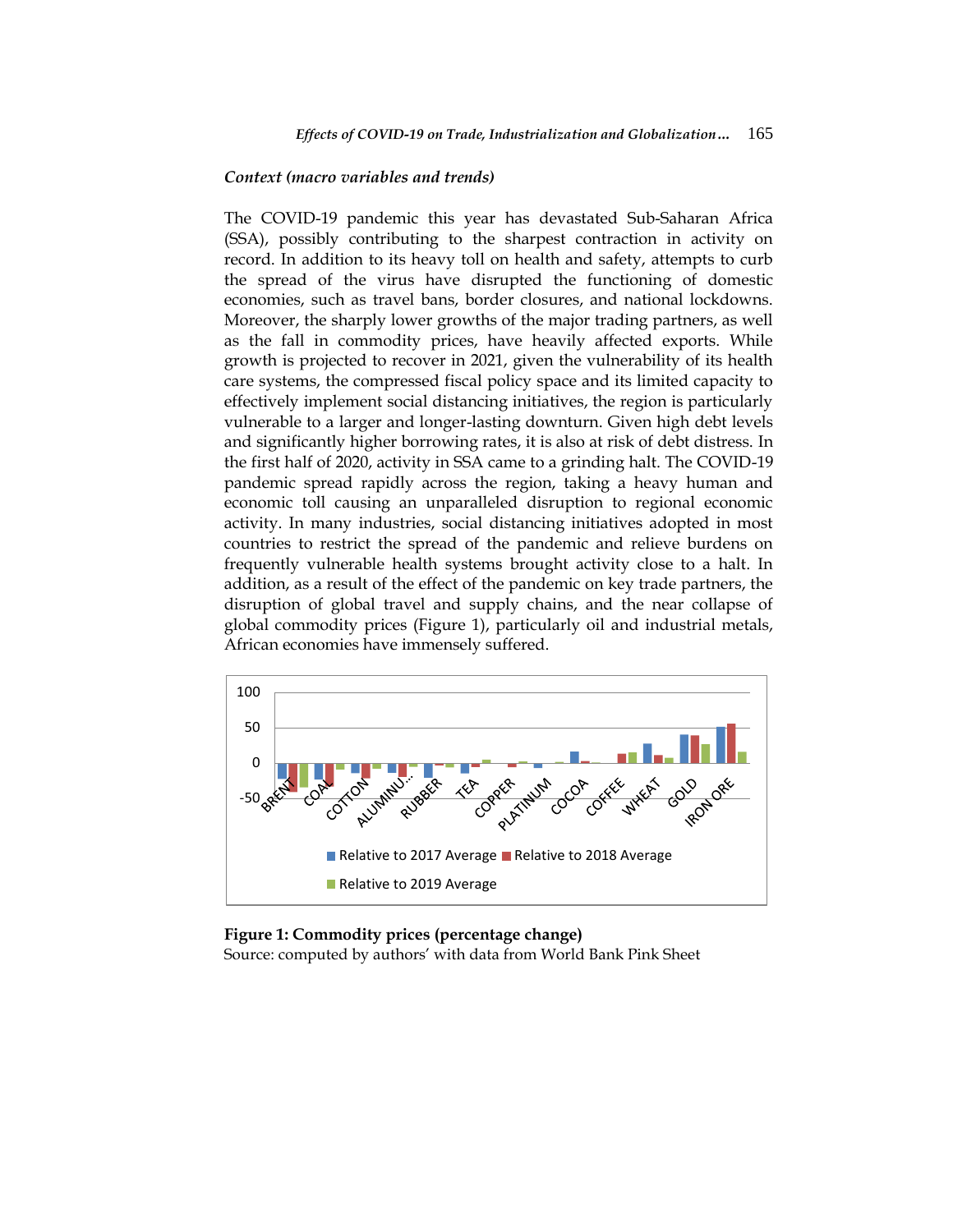*Context (macro variables and trends)*

The COVID-19 pandemic this year has devastated Sub-Saharan Africa (SSA), possibly contributing to the sharpest contraction in activity on record. In addition to its heavy toll on health and safety, attempts to curb the spread of the virus have disrupted the functioning of domestic economies, such as travel bans, border closures, and national lockdowns. Moreover, the sharply lower growths of the major trading partners, as well as the fall in commodity prices, have heavily affected exports. While growth is projected to recover in 2021, given the vulnerability of its health care systems, the compressed fiscal policy space and its limited capacity to effectively implement social distancing initiatives, the region is particularly vulnerable to a larger and longer-lasting downturn. Given high debt levels and significantly higher borrowing rates, it is also at risk of debt distress. In the first half of 2020, activity in SSA came to a grinding halt. The COVID-19 pandemic spread rapidly across the region, taking a heavy human and economic toll causing an unparalleled disruption to regional economic activity. In many industries, social distancing initiatives adopted in most countries to restrict the spread of the pandemic and relieve burdens on frequently vulnerable health systems brought activity close to a halt. In addition, as a result of the effect of the pandemic on key trade partners, the disruption of global travel and supply chains, and the near collapse of global commodity prices (Figure 1), particularly oil and industrial metals, African economies have immensely suffered.

**Figure 1: Commodity prices (percentage change)**
Source: computed by authors' with data from World Bank Pink Sheet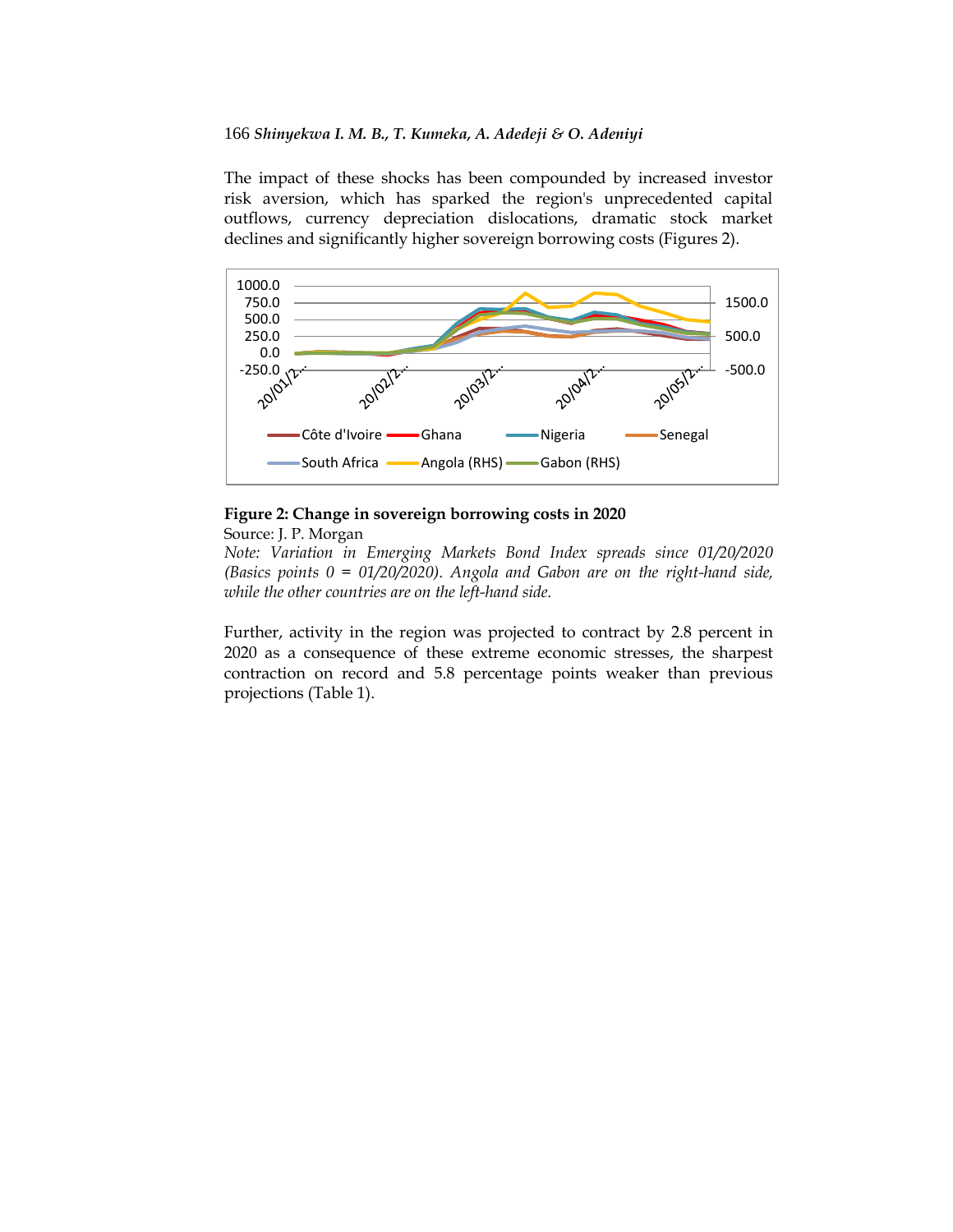The impact of these shocks has been compounded by increased investor risk aversion, which has sparked the region's unprecedented capital outflows, currency depreciation dislocations, dramatic stock market declines and significantly higher sovereign borrowing costs (Figures 2).

**Figure 2: Change in sovereign borrowing costs in 2020**

Source: J. P. Morgan

*Note: Variation in Emerging Markets Bond Index spreads since 01/20/2020 (Basics points 0 = 01/20/2020). Angola and Gabon are on the right-hand side, while the other countries are on the left-hand side.*

Further, activity in the region was projected to contract by 2.8 percent in 2020 as a consequence of these extreme economic stresses, the sharpest contraction on record and 5.8 percentage points weaker than previous projections (Table 1).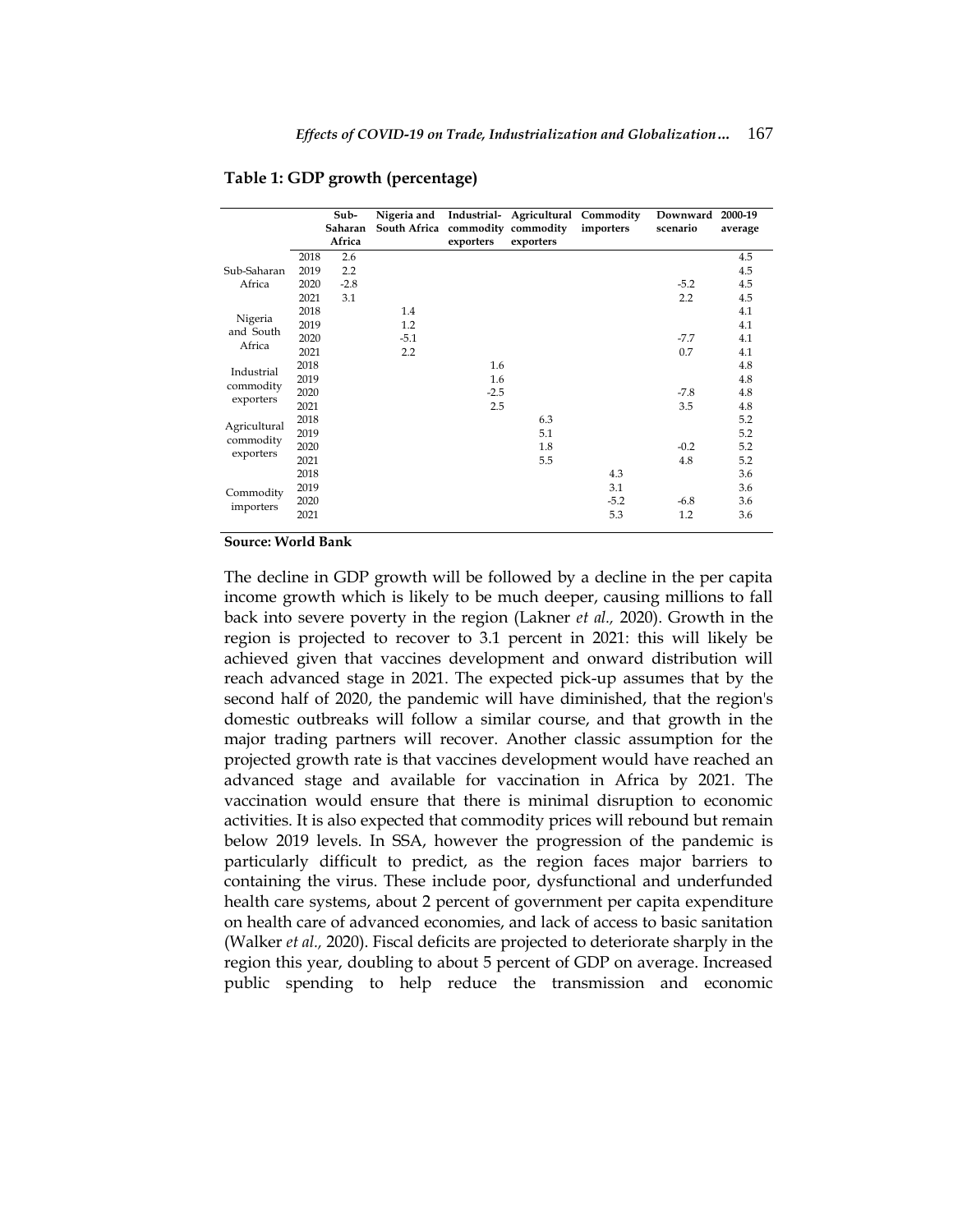**Table 1: GDP growth (percentage)**

| | | Sub-Saharan Africa | Nigeria and South Africa | Industrial-commodity exporters | Agricultural commodity exporters | Commodity importers | Downward scenario | 2000-19 average |
|---|---|---|---|---|---|---|---|---|
| Sub-Saharan Africa | 2018 | 2.6 | | | | | | 4.5 |
| | 2019 | 2.2 | | | | | | 4.5 |
| | 2020 | -2.8 | | | | | -5.2 | 4.5 |
| | 2021 | 3.1 | | | | | 2.2 | 4.5 |
| Nigeria and South Africa | 2018 | | 1.4 | | | | | 4.1 |
| | 2019 | | 1.2 | | | | | 4.1 |
| | 2020 | | -5.1 | | | | -7.7 | 4.1 |
| | 2021 | | 2.2 | | | | 0.7 | 4.1 |
| Industrial commodity exporters | 2018 | | | 1.6 | | | | 4.8 |
| | 2019 | | | 1.6 | | | | 4.8 |
| | 2020 | | | -2.5 | | | -7.8 | 4.8 |
| | 2021 | | | 2.5 | | | 3.5 | 4.8 |
| Agricultural commodity exporters | 2018 | | | | 6.3 | | | 5.2 |
| | 2019 | | | | 5.1 | | | 5.2 |
| | 2020 | | | | 1.8 | | -0.2 | 5.2 |
| | 2021 | | | | 5.5 | | 4.8 | 5.2 |
| Commodity importers | 2018 | | | | | 4.3 | | 3.6 |
| | 2019 | | | | | 3.1 | | 3.6 |
| | 2020 | | | | | -5.2 | -6.8 | 3.6 |
| | 2021 | | | | | 5.3 | 1.2 | 3.6 |

**Source: World Bank**

The decline in GDP growth will be followed by a decline in the per capita income growth which is likely to be much deeper, causing millions to fall back into severe poverty in the region (Lakner *et al.,* 2020). Growth in the region is projected to recover to 3.1 percent in 2021: this will likely be achieved given that vaccines development and onward distribution will reach advanced stage in 2021. The expected pick-up assumes that by the second half of 2020, the pandemic will have diminished, that the region's domestic outbreaks will follow a similar course, and that growth in the major trading partners will recover. Another classic assumption for the projected growth rate is that vaccines development would have reached an advanced stage and available for vaccination in Africa by 2021. The vaccination would ensure that there is minimal disruption to economic activities. It is also expected that commodity prices will rebound but remain below 2019 levels. In SSA, however the progression of the pandemic is particularly difficult to predict, as the region faces major barriers to containing the virus. These include poor, dysfunctional and underfunded health care systems, about 2 percent of government per capita expenditure on health care of advanced economies, and lack of access to basic sanitation (Walker *et al.,* 2020). Fiscal deficits are projected to deteriorate sharply in the region this year, doubling to about 5 percent of GDP on average. Increased public spending to help reduce the transmission and economic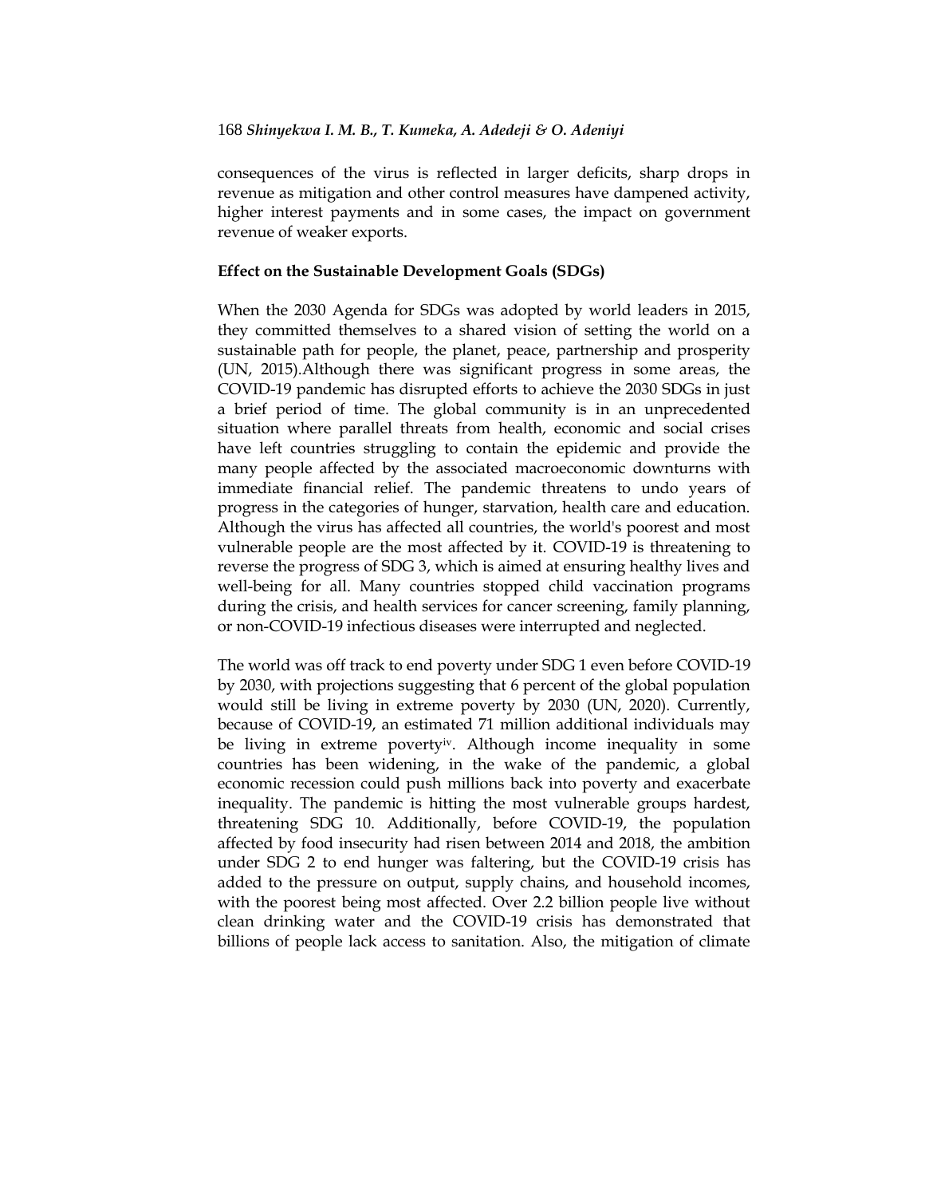consequences of the virus is reflected in larger deficits, sharp drops in revenue as mitigation and other control measures have dampened activity, higher interest payments and in some cases, the impact on government revenue of weaker exports.

**Effect on the Sustainable Development Goals (SDGs)**

When the 2030 Agenda for SDGs was adopted by world leaders in 2015, they committed themselves to a shared vision of setting the world on a sustainable path for people, the planet, peace, partnership and prosperity (UN, 2015).Although there was significant progress in some areas, the COVID-19 pandemic has disrupted efforts to achieve the 2030 SDGs in just a brief period of time. The global community is in an unprecedented situation where parallel threats from health, economic and social crises have left countries struggling to contain the epidemic and provide the many people affected by the associated macroeconomic downturns with immediate financial relief. The pandemic threatens to undo years of progress in the categories of hunger, starvation, health care and education. Although the virus has affected all countries, the world's poorest and most vulnerable people are the most affected by it. COVID-19 is threatening to reverse the progress of SDG 3, which is aimed at ensuring healthy lives and well-being for all. Many countries stopped child vaccination programs during the crisis, and health services for cancer screening, family planning, or non-COVID-19 infectious diseases were interrupted and neglected.

The world was off track to end poverty under SDG 1 even before COVID-19 by 2030, with projections suggesting that 6 percent of the global population would still be living in extreme poverty by 2030 (UN, 2020). Currently, because of COVID-19, an estimated 71 million additional individuals may be living in extreme poverty[iv]. Although income inequality in some countries has been widening, in the wake of the pandemic, a global economic recession could push millions back into poverty and exacerbate inequality. The pandemic is hitting the most vulnerable groups hardest, threatening SDG 10. Additionally, before COVID-19, the population affected by food insecurity had risen between 2014 and 2018, the ambition under SDG 2 to end hunger was faltering, but the COVID-19 crisis has added to the pressure on output, supply chains, and household incomes, with the poorest being most affected. Over 2.2 billion people live without clean drinking water and the COVID-19 crisis has demonstrated that billions of people lack access to sanitation. Also, the mitigation of climate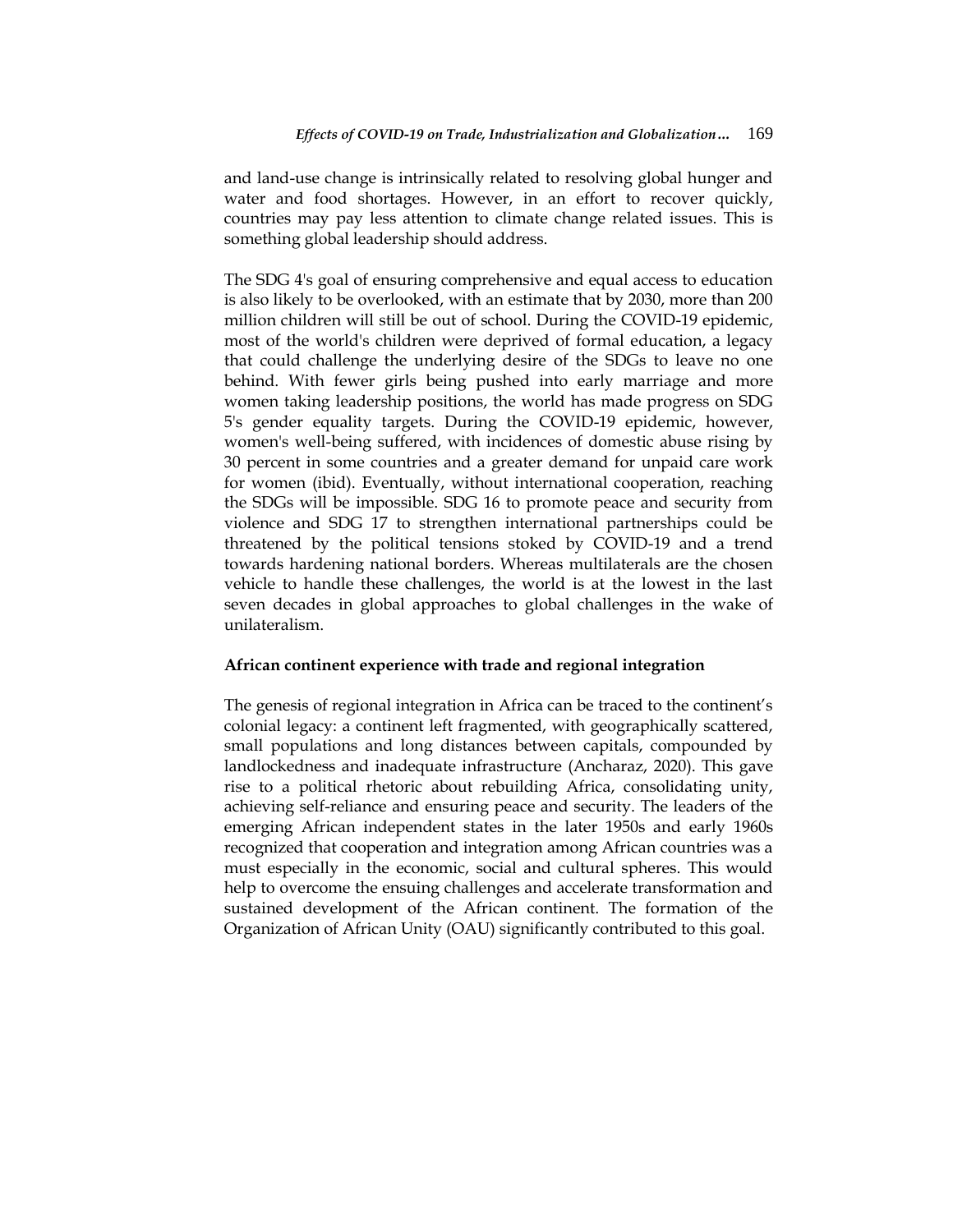and land-use change is intrinsically related to resolving global hunger and water and food shortages. However, in an effort to recover quickly, countries may pay less attention to climate change related issues. This is something global leadership should address.

The SDG 4's goal of ensuring comprehensive and equal access to education is also likely to be overlooked, with an estimate that by 2030, more than 200 million children will still be out of school. During the COVID-19 epidemic, most of the world's children were deprived of formal education, a legacy that could challenge the underlying desire of the SDGs to leave no one behind. With fewer girls being pushed into early marriage and more women taking leadership positions, the world has made progress on SDG 5's gender equality targets. During the COVID-19 epidemic, however, women's well-being suffered, with incidences of domestic abuse rising by 30 percent in some countries and a greater demand for unpaid care work for women (ibid). Eventually, without international cooperation, reaching the SDGs will be impossible. SDG 16 to promote peace and security from violence and SDG 17 to strengthen international partnerships could be threatened by the political tensions stoked by COVID-19 and a trend towards hardening national borders. Whereas multilaterals are the chosen vehicle to handle these challenges, the world is at the lowest in the last seven decades in global approaches to global challenges in the wake of unilateralism.

**African continent experience with trade and regional integration**

The genesis of regional integration in Africa can be traced to the continent's colonial legacy: a continent left fragmented, with geographically scattered, small populations and long distances between capitals, compounded by landlockedness and inadequate infrastructure (Ancharaz, 2020). This gave rise to a political rhetoric about rebuilding Africa, consolidating unity, achieving self-reliance and ensuring peace and security. The leaders of the emerging African independent states in the later 1950s and early 1960s recognized that cooperation and integration among African countries was a must especially in the economic, social and cultural spheres. This would help to overcome the ensuing challenges and accelerate transformation and sustained development of the African continent. The formation of the Organization of African Unity (OAU) significantly contributed to this goal.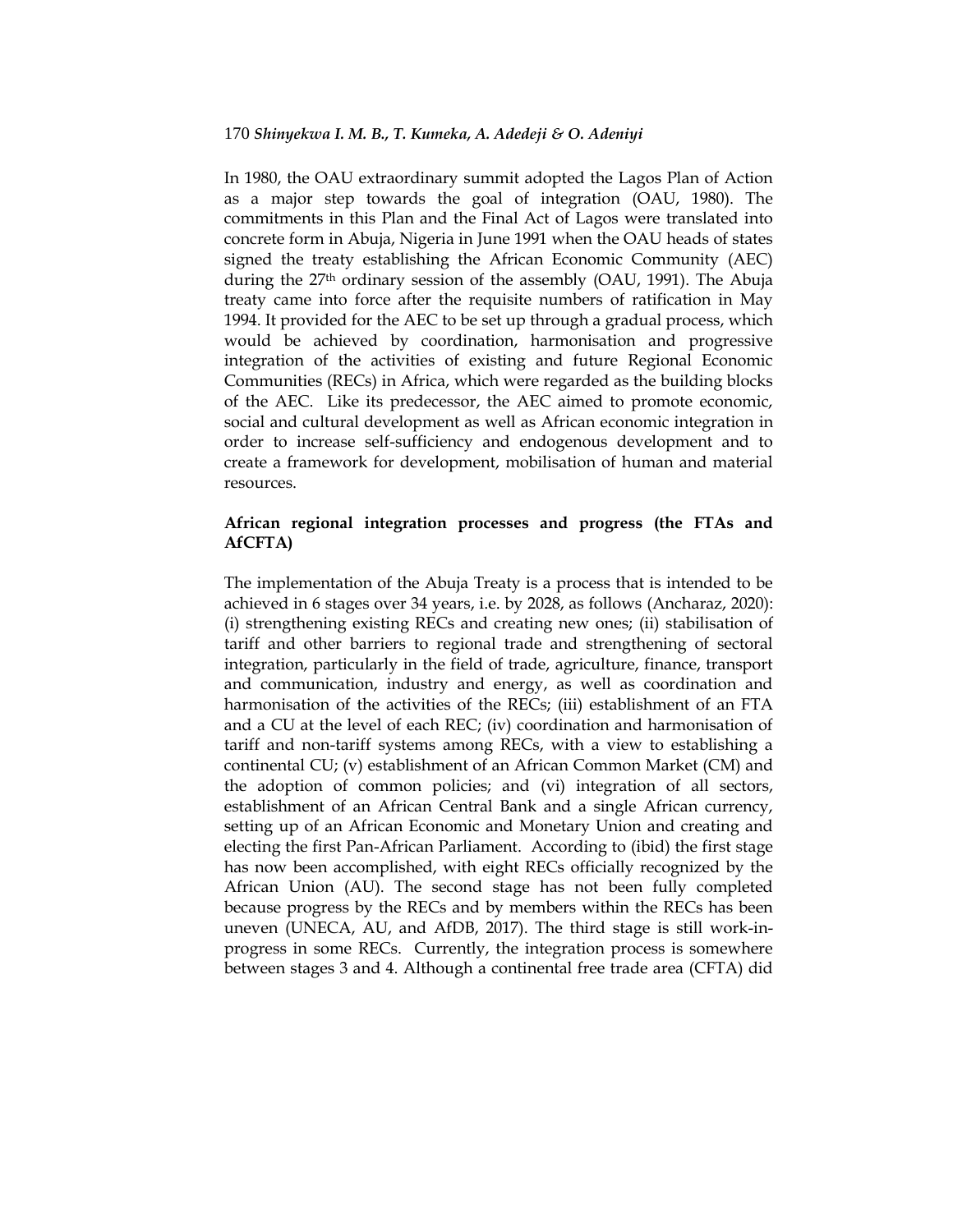In 1980, the OAU extraordinary summit adopted the Lagos Plan of Action as a major step towards the goal of integration (OAU, 1980). The commitments in this Plan and the Final Act of Lagos were translated into concrete form in Abuja, Nigeria in June 1991 when the OAU heads of states signed the treaty establishing the African Economic Community (AEC) during the 27th ordinary session of the assembly (OAU, 1991). The Abuja treaty came into force after the requisite numbers of ratification in May 1994. It provided for the AEC to be set up through a gradual process, which would be achieved by coordination, harmonisation and progressive integration of the activities of existing and future Regional Economic Communities (RECs) in Africa, which were regarded as the building blocks of the AEC. Like its predecessor, the AEC aimed to promote economic, social and cultural development as well as African economic integration in order to increase self-sufficiency and endogenous development and to create a framework for development, mobilisation of human and material resources.

**African regional integration processes and progress (the FTAs and AfCFTA)**

The implementation of the Abuja Treaty is a process that is intended to be achieved in 6 stages over 34 years, i.e. by 2028, as follows (Ancharaz, 2020): (i) strengthening existing RECs and creating new ones; (ii) stabilisation of tariff and other barriers to regional trade and strengthening of sectoral integration, particularly in the field of trade, agriculture, finance, transport and communication, industry and energy, as well as coordination and harmonisation of the activities of the RECs; (iii) establishment of an FTA and a CU at the level of each REC; (iv) coordination and harmonisation of tariff and non-tariff systems among RECs, with a view to establishing a continental CU; (v) establishment of an African Common Market (CM) and the adoption of common policies; and (vi) integration of all sectors, establishment of an African Central Bank and a single African currency, setting up of an African Economic and Monetary Union and creating and electing the first Pan-African Parliament. According to (ibid) the first stage has now been accomplished, with eight RECs officially recognized by the African Union (AU). The second stage has not been fully completed because progress by the RECs and by members within the RECs has been uneven (UNECA, AU, and AfDB, 2017). The third stage is still work-in-progress in some RECs. Currently, the integration process is somewhere between stages 3 and 4. Although a continental free trade area (CFTA) did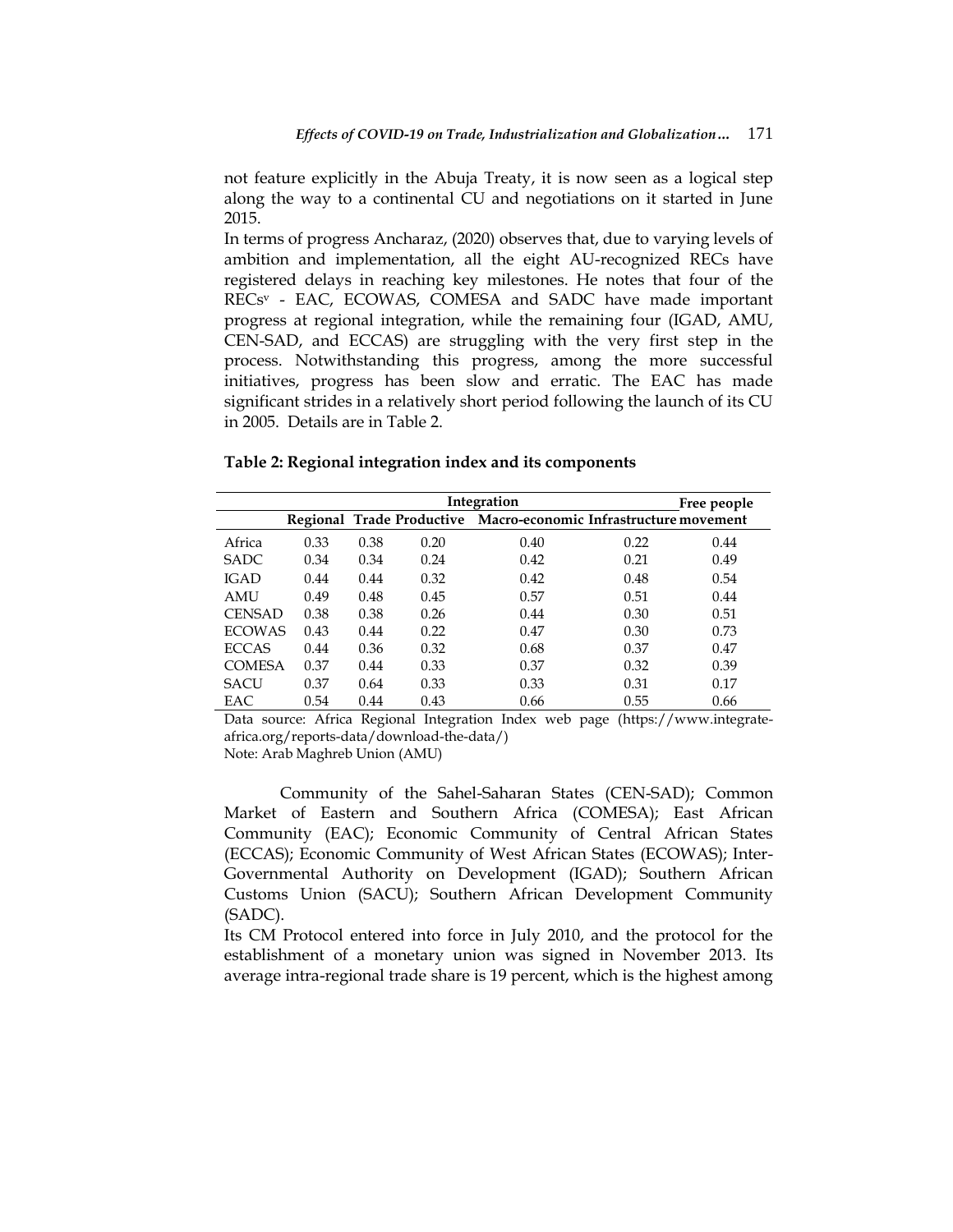not feature explicitly in the Abuja Treaty, it is now seen as a logical step along the way to a continental CU and negotiations on it started in June 2015.

In terms of progress Ancharaz, (2020) observes that, due to varying levels of ambition and implementation, all the eight AU-recognized RECs have registered delays in reaching key milestones. He notes that four of the RECs[v] - EAC, ECOWAS, COMESA and SADC have made important progress at regional integration, while the remaining four (IGAD, AMU, CEN-SAD, and ECCAS) are struggling with the very first step in the process. Notwithstanding this progress, among the more successful initiatives, progress has been slow and erratic. The EAC has made significant strides in a relatively short period following the launch of its CU in 2005. Details are in Table 2.

**Table 2: Regional integration index and its components**

| | Integration | | | | | Free people |
|---|---|---|---|---|---|---|
| | Regional | Trade | Productive | Macro-economic | Infrastructure | movement |
| Africa | 0.33 | 0.38 | 0.20 | 0.40 | 0.22 | 0.44 |
| SADC | 0.34 | 0.34 | 0.24 | 0.42 | 0.21 | 0.49 |
| IGAD | 0.44 | 0.44 | 0.32 | 0.42 | 0.48 | 0.54 |
| AMU | 0.49 | 0.48 | 0.45 | 0.57 | 0.51 | 0.44 |
| CENSAD | 0.38 | 0.38 | 0.26 | 0.44 | 0.30 | 0.51 |
| ECOWAS | 0.43 | 0.44 | 0.22 | 0.47 | 0.30 | 0.73 |
| ECCAS | 0.44 | 0.36 | 0.32 | 0.68 | 0.37 | 0.47 |
| COMESA | 0.37 | 0.44 | 0.33 | 0.37 | 0.32 | 0.39 |
| SACU | 0.37 | 0.64 | 0.33 | 0.33 | 0.31 | 0.17 |
| EAC | 0.54 | 0.44 | 0.43 | 0.66 | 0.55 | 0.66 |

Data source: Africa Regional Integration Index web page (https://www.integrate-africa.org/reports-data/download-the-data/)

Note: Arab Maghreb Union (AMU)

Community of the Sahel-Saharan States (CEN-SAD); Common Market of Eastern and Southern Africa (COMESA); East African Community (EAC); Economic Community of Central African States (ECCAS); Economic Community of West African States (ECOWAS); Inter-Governmental Authority on Development (IGAD); Southern African Customs Union (SACU); Southern African Development Community (SADC).

Its CM Protocol entered into force in July 2010, and the protocol for the establishment of a monetary union was signed in November 2013. Its average intra-regional trade share is 19 percent, which is the highest among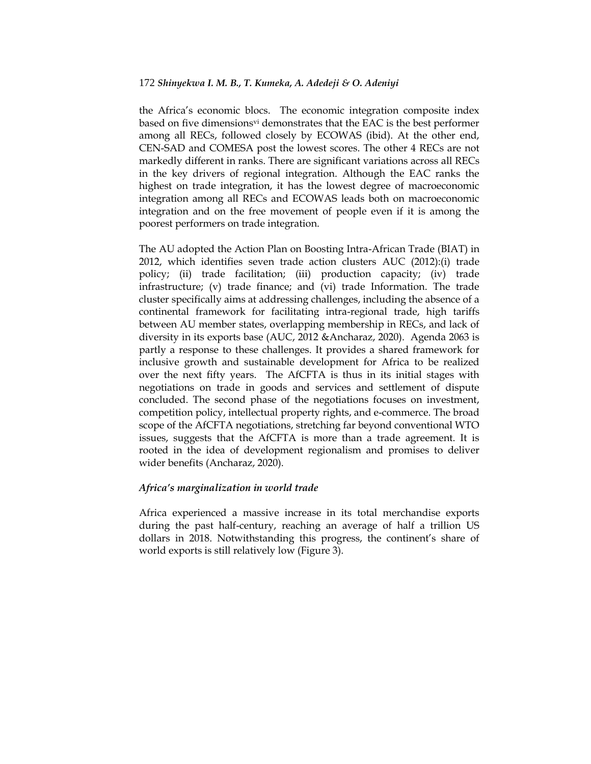the Africa's economic blocs. The economic integration composite index based on five dimensions[vi] demonstrates that the EAC is the best performer among all RECs, followed closely by ECOWAS (ibid). At the other end, CEN-SAD and COMESA post the lowest scores. The other 4 RECs are not markedly different in ranks. There are significant variations across all RECs in the key drivers of regional integration. Although the EAC ranks the highest on trade integration, it has the lowest degree of macroeconomic integration among all RECs and ECOWAS leads both on macroeconomic integration and on the free movement of people even if it is among the poorest performers on trade integration.

The AU adopted the Action Plan on Boosting Intra-African Trade (BIAT) in 2012, which identifies seven trade action clusters AUC (2012):(i) trade policy; (ii) trade facilitation; (iii) production capacity; (iv) trade infrastructure; (v) trade finance; and (vi) trade Information. The trade cluster specifically aims at addressing challenges, including the absence of a continental framework for facilitating intra-regional trade, high tariffs between AU member states, overlapping membership in RECs, and lack of diversity in its exports base (AUC, 2012 &Ancharaz, 2020). Agenda 2063 is partly a response to these challenges. It provides a shared framework for inclusive growth and sustainable development for Africa to be realized over the next fifty years. The AfCFTA is thus in its initial stages with negotiations on trade in goods and services and settlement of dispute concluded. The second phase of the negotiations focuses on investment, competition policy, intellectual property rights, and e-commerce. The broad scope of the AfCFTA negotiations, stretching far beyond conventional WTO issues, suggests that the AfCFTA is more than a trade agreement. It is rooted in the idea of development regionalism and promises to deliver wider benefits (Ancharaz, 2020).

### *Africa's marginalization in world trade*

Africa experienced a massive increase in its total merchandise exports during the past half-century, reaching an average of half a trillion US dollars in 2018. Notwithstanding this progress, the continent's share of world exports is still relatively low (Figure 3).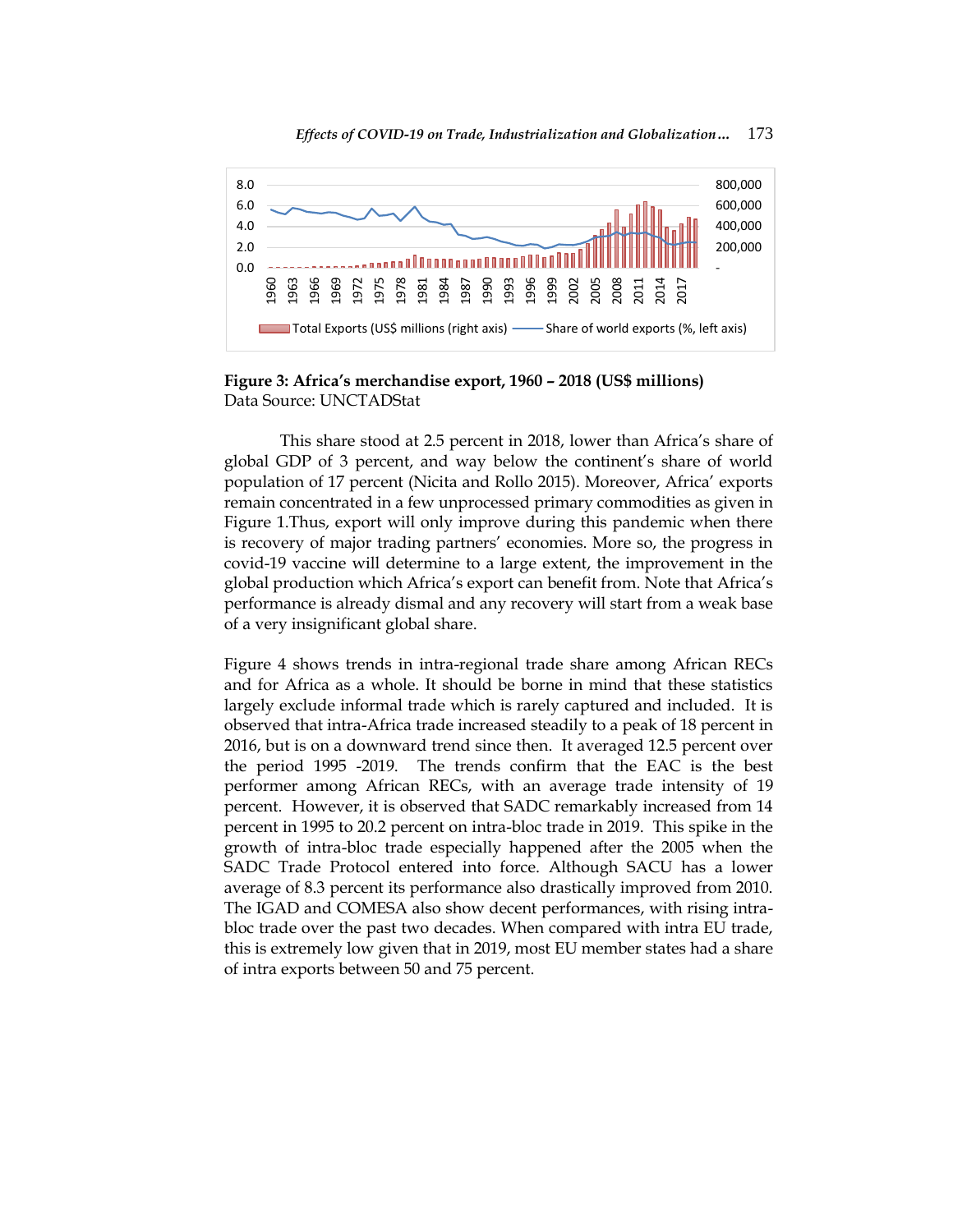**Figure 3: Africa's merchandise export, 1960 – 2018 (US$ millions)**
Data Source: UNCTADStat

This share stood at 2.5 percent in 2018, lower than Africa's share of global GDP of 3 percent, and way below the continent's share of world population of 17 percent (Nicita and Rollo 2015). Moreover, Africa' exports remain concentrated in a few unprocessed primary commodities as given in Figure 1.Thus, export will only improve during this pandemic when there is recovery of major trading partners' economies. More so, the progress in covid-19 vaccine will determine to a large extent, the improvement in the global production which Africa's export can benefit from. Note that Africa's performance is already dismal and any recovery will start from a weak base of a very insignificant global share.

Figure 4 shows trends in intra-regional trade share among African RECs and for Africa as a whole. It should be borne in mind that these statistics largely exclude informal trade which is rarely captured and included. It is observed that intra-Africa trade increased steadily to a peak of 18 percent in 2016, but is on a downward trend since then. It averaged 12.5 percent over the period 1995 -2019. The trends confirm that the EAC is the best performer among African RECs, with an average trade intensity of 19 percent. However, it is observed that SADC remarkably increased from 14 percent in 1995 to 20.2 percent on intra-bloc trade in 2019. This spike in the growth of intra-bloc trade especially happened after the 2005 when the SADC Trade Protocol entered into force. Although SACU has a lower average of 8.3 percent its performance also drastically improved from 2010. The IGAD and COMESA also show decent performances, with rising intra-bloc trade over the past two decades. When compared with intra EU trade, this is extremely low given that in 2019, most EU member states had a share of intra exports between 50 and 75 percent.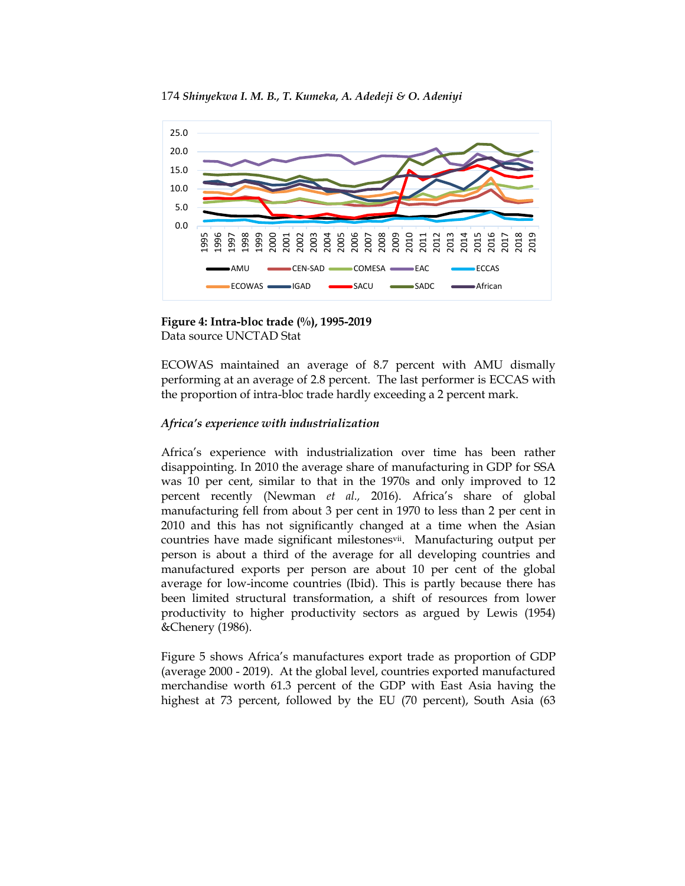**Figure 4: Intra-bloc trade (%), 1995-2019**
Data source UNCTAD Stat

ECOWAS maintained an average of 8.7 percent with AMU dismally performing at an average of 2.8 percent. The last performer is ECCAS with the proportion of intra-bloc trade hardly exceeding a 2 percent mark.

### *Africa's experience with industrialization*

Africa's experience with industrialization over time has been rather disappointing. In 2010 the average share of manufacturing in GDP for SSA was 10 per cent, similar to that in the 1970s and only improved to 12 percent recently (Newman *et al.,* 2016). Africa's share of global manufacturing fell from about 3 per cent in 1970 to less than 2 per cent in 2010 and this has not significantly changed at a time when the Asian countries have made significant milestones[vii]. Manufacturing output per person is about a third of the average for all developing countries and manufactured exports per person are about 10 per cent of the global average for low-income countries (Ibid). This is partly because there has been limited structural transformation, a shift of resources from lower productivity to higher productivity sectors as argued by Lewis (1954) &Chenery (1986).

Figure 5 shows Africa's manufactures export trade as proportion of GDP (average 2000 - 2019). At the global level, countries exported manufactured merchandise worth 61.3 percent of the GDP with East Asia having the highest at 73 percent, followed by the EU (70 percent), South Asia (63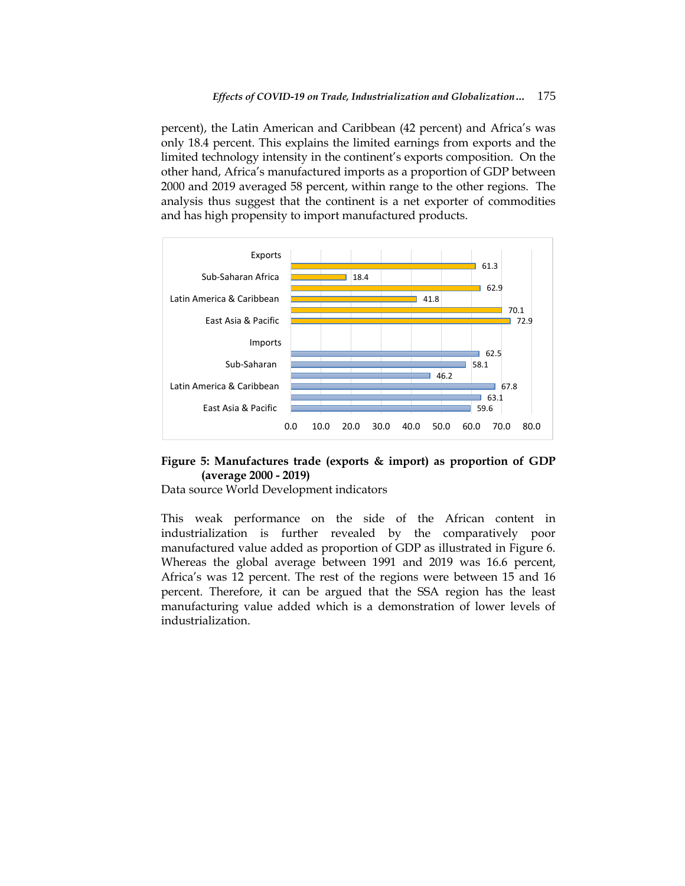percent), the Latin American and Caribbean (42 percent) and Africa's was only 18.4 percent. This explains the limited earnings from exports and the limited technology intensity in the continent's exports composition. On the other hand, Africa's manufactured imports as a proportion of GDP between 2000 and 2019 averaged 58 percent, within range to the other regions. The analysis thus suggest that the continent is a net exporter of commodities and has high propensity to import manufactured products.

**Figure 5: Manufactures trade (exports & import) as proportion of GDP (average 2000 - 2019)**

Data source World Development indicators

This weak performance on the side of the African content in industrialization is further revealed by the comparatively poor manufactured value added as proportion of GDP as illustrated in Figure 6. Whereas the global average between 1991 and 2019 was 16.6 percent, Africa's was 12 percent. The rest of the regions were between 15 and 16 percent. Therefore, it can be argued that the SSA region has the least manufacturing value added which is a demonstration of lower levels of industrialization.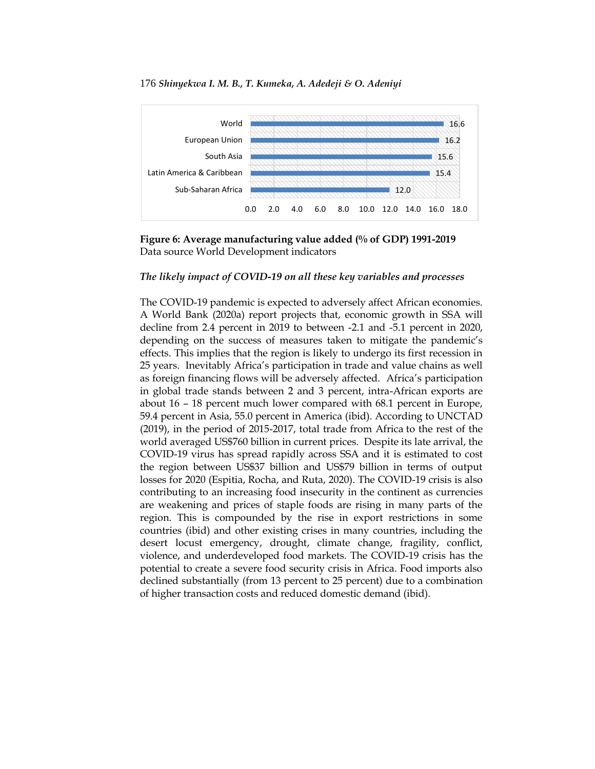| Region | Value |
|---|---|
| World | 16.6 |
| European Union | 16.2 |
| South Asia | 15.6 |
| Latin America & Caribbean | 15.4 |
| Sub-Saharan Africa | 12.0 |

**Figure 6: Average manufacturing value added (% of GDP) 1991-2019**
Data source World Development indicators

### *The likely impact of COVID-19 on all these key variables and processes*

The COVID-19 pandemic is expected to adversely affect African economies. A World Bank (2020a) report projects that, economic growth in SSA will decline from 2.4 percent in 2019 to between -2.1 and -5.1 percent in 2020, depending on the success of measures taken to mitigate the pandemic's effects. This implies that the region is likely to undergo its first recession in 25 years. Inevitably Africa's participation in trade and value chains as well as foreign financing flows will be adversely affected. Africa's participation in global trade stands between 2 and 3 percent, intra-African exports are about 16 – 18 percent much lower compared with 68.1 percent in Europe, 59.4 percent in Asia, 55.0 percent in America (ibid). According to UNCTAD (2019), in the period of 2015-2017, total trade from Africa to the rest of the world averaged US$760 billion in current prices. Despite its late arrival, the COVID-19 virus has spread rapidly across SSA and it is estimated to cost the region between US$37 billion and US$79 billion in terms of output losses for 2020 (Espitia, Rocha, and Ruta, 2020). The COVID-19 crisis is also contributing to an increasing food insecurity in the continent as currencies are weakening and prices of staple foods are rising in many parts of the region. This is compounded by the rise in export restrictions in some countries (ibid) and other existing crises in many countries, including the desert locust emergency, drought, climate change, fragility, conflict, violence, and underdeveloped food markets. The COVID-19 crisis has the potential to create a severe food security crisis in Africa. Food imports also declined substantially (from 13 percent to 25 percent) due to a combination of higher transaction costs and reduced domestic demand (ibid).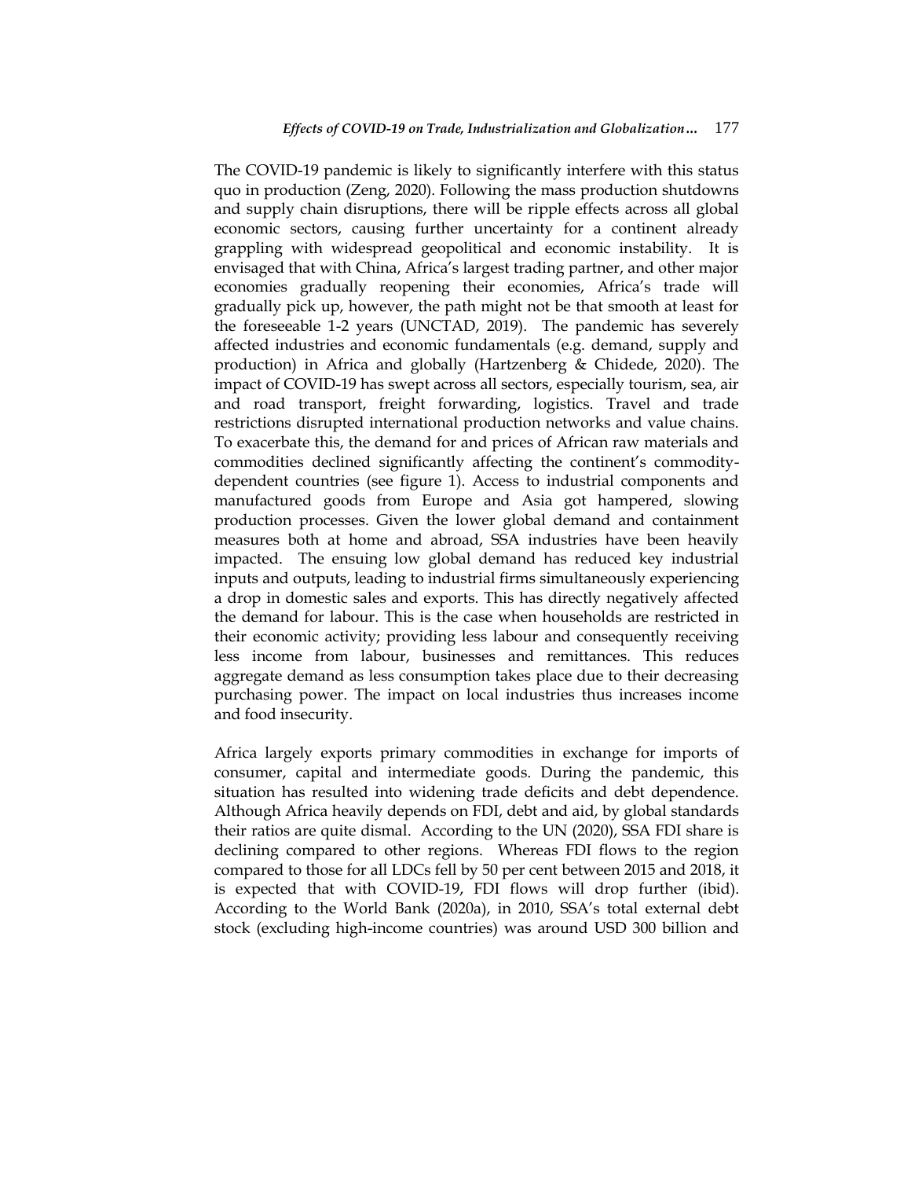The COVID-19 pandemic is likely to significantly interfere with this status quo in production (Zeng, 2020). Following the mass production shutdowns and supply chain disruptions, there will be ripple effects across all global economic sectors, causing further uncertainty for a continent already grappling with widespread geopolitical and economic instability. It is envisaged that with China, Africa's largest trading partner, and other major economies gradually reopening their economies, Africa's trade will gradually pick up, however, the path might not be that smooth at least for the foreseeable 1-2 years (UNCTAD, 2019). The pandemic has severely affected industries and economic fundamentals (e.g. demand, supply and production) in Africa and globally (Hartzenberg & Chidede, 2020). The impact of COVID-19 has swept across all sectors, especially tourism, sea, air and road transport, freight forwarding, logistics. Travel and trade restrictions disrupted international production networks and value chains. To exacerbate this, the demand for and prices of African raw materials and commodities declined significantly affecting the continent's commodity-dependent countries (see figure 1). Access to industrial components and manufactured goods from Europe and Asia got hampered, slowing production processes. Given the lower global demand and containment measures both at home and abroad, SSA industries have been heavily impacted. The ensuing low global demand has reduced key industrial inputs and outputs, leading to industrial firms simultaneously experiencing a drop in domestic sales and exports. This has directly negatively affected the demand for labour. This is the case when households are restricted in their economic activity; providing less labour and consequently receiving less income from labour, businesses and remittances. This reduces aggregate demand as less consumption takes place due to their decreasing purchasing power. The impact on local industries thus increases income and food insecurity.

Africa largely exports primary commodities in exchange for imports of consumer, capital and intermediate goods. During the pandemic, this situation has resulted into widening trade deficits and debt dependence. Although Africa heavily depends on FDI, debt and aid, by global standards their ratios are quite dismal. According to the UN (2020), SSA FDI share is declining compared to other regions. Whereas FDI flows to the region compared to those for all LDCs fell by 50 per cent between 2015 and 2018, it is expected that with COVID-19, FDI flows will drop further (ibid). According to the World Bank (2020a), in 2010, SSA's total external debt stock (excluding high-income countries) was around USD 300 billion and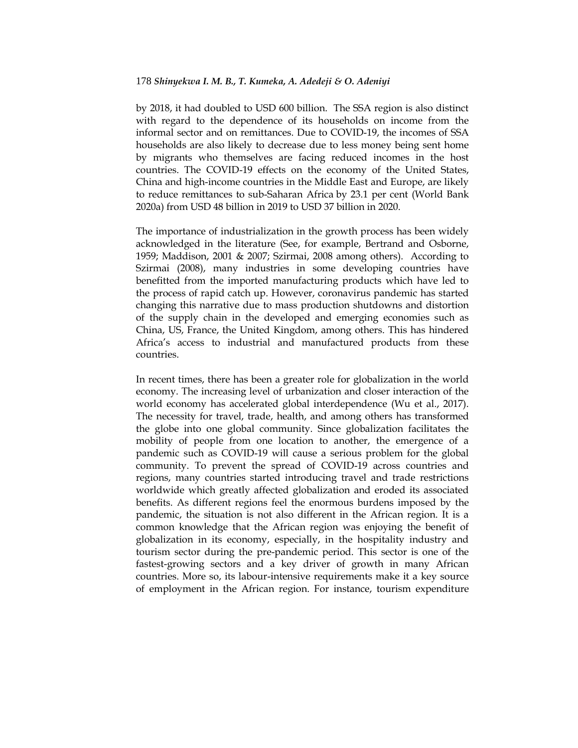by 2018, it had doubled to USD 600 billion. The SSA region is also distinct with regard to the dependence of its households on income from the informal sector and on remittances. Due to COVID-19, the incomes of SSA households are also likely to decrease due to less money being sent home by migrants who themselves are facing reduced incomes in the host countries. The COVID-19 effects on the economy of the United States, China and high-income countries in the Middle East and Europe, are likely to reduce remittances to sub-Saharan Africa by 23.1 per cent (World Bank 2020a) from USD 48 billion in 2019 to USD 37 billion in 2020.

The importance of industrialization in the growth process has been widely acknowledged in the literature (See, for example, Bertrand and Osborne, 1959; Maddison, 2001 & 2007; Szirmai, 2008 among others). According to Szirmai (2008), many industries in some developing countries have benefitted from the imported manufacturing products which have led to the process of rapid catch up. However, coronavirus pandemic has started changing this narrative due to mass production shutdowns and distortion of the supply chain in the developed and emerging economies such as China, US, France, the United Kingdom, among others. This has hindered Africa's access to industrial and manufactured products from these countries.

In recent times, there has been a greater role for globalization in the world economy. The increasing level of urbanization and closer interaction of the world economy has accelerated global interdependence (Wu et al., 2017). The necessity for travel, trade, health, and among others has transformed the globe into one global community. Since globalization facilitates the mobility of people from one location to another, the emergence of a pandemic such as COVID-19 will cause a serious problem for the global community. To prevent the spread of COVID-19 across countries and regions, many countries started introducing travel and trade restrictions worldwide which greatly affected globalization and eroded its associated benefits. As different regions feel the enormous burdens imposed by the pandemic, the situation is not also different in the African region. It is a common knowledge that the African region was enjoying the benefit of globalization in its economy, especially, in the hospitality industry and tourism sector during the pre-pandemic period. This sector is one of the fastest-growing sectors and a key driver of growth in many African countries. More so, its labour-intensive requirements make it a key source of employment in the African region. For instance, tourism expenditure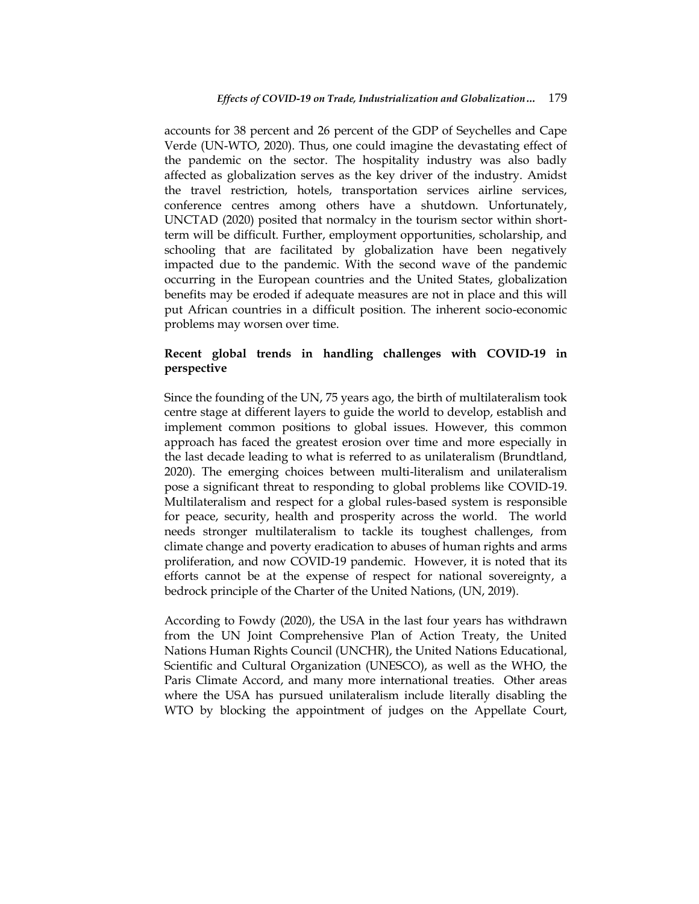accounts for 38 percent and 26 percent of the GDP of Seychelles and Cape Verde (UN-WTO, 2020). Thus, one could imagine the devastating effect of the pandemic on the sector. The hospitality industry was also badly affected as globalization serves as the key driver of the industry. Amidst the travel restriction, hotels, transportation services airline services, conference centres among others have a shutdown. Unfortunately, UNCTAD (2020) posited that normalcy in the tourism sector within short-term will be difficult. Further, employment opportunities, scholarship, and schooling that are facilitated by globalization have been negatively impacted due to the pandemic. With the second wave of the pandemic occurring in the European countries and the United States, globalization benefits may be eroded if adequate measures are not in place and this will put African countries in a difficult position. The inherent socio-economic problems may worsen over time.

### Recent global trends in handling challenges with COVID-19 in perspective

Since the founding of the UN, 75 years ago, the birth of multilateralism took centre stage at different layers to guide the world to develop, establish and implement common positions to global issues. However, this common approach has faced the greatest erosion over time and more especially in the last decade leading to what is referred to as unilateralism (Brundtland, 2020). The emerging choices between multi-literalism and unilateralism pose a significant threat to responding to global problems like COVID-19. Multilateralism and respect for a global rules-based system is responsible for peace, security, health and prosperity across the world. The world needs stronger multilateralism to tackle its toughest challenges, from climate change and poverty eradication to abuses of human rights and arms proliferation, and now COVID-19 pandemic. However, it is noted that its efforts cannot be at the expense of respect for national sovereignty, a bedrock principle of the Charter of the United Nations, (UN, 2019).

According to Fowdy (2020), the USA in the last four years has withdrawn from the UN Joint Comprehensive Plan of Action Treaty, the United Nations Human Rights Council (UNCHR), the United Nations Educational, Scientific and Cultural Organization (UNESCO), as well as the WHO, the Paris Climate Accord, and many more international treaties. Other areas where the USA has pursued unilateralism include literally disabling the WTO by blocking the appointment of judges on the Appellate Court,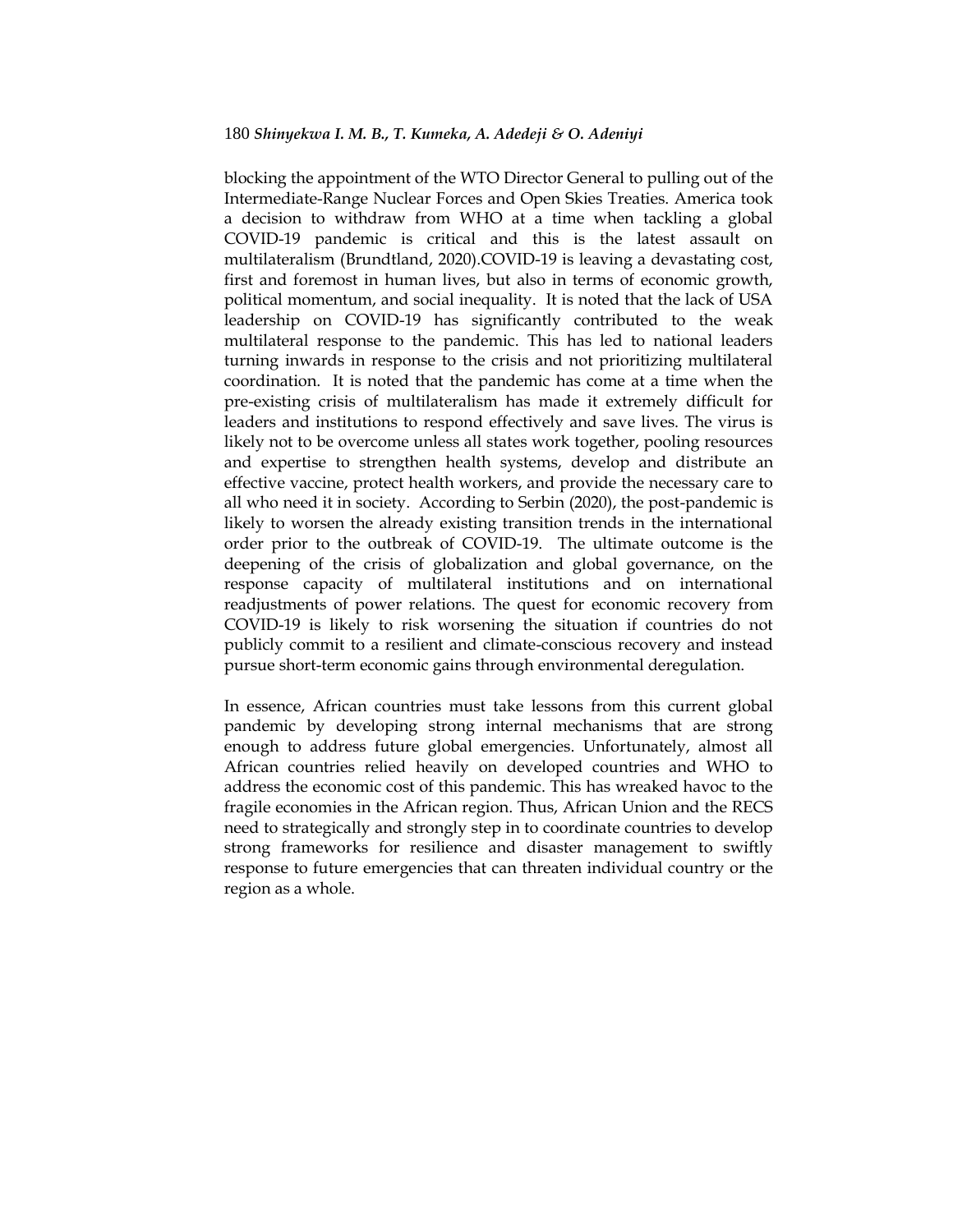blocking the appointment of the WTO Director General to pulling out of the Intermediate-Range Nuclear Forces and Open Skies Treaties. America took a decision to withdraw from WHO at a time when tackling a global COVID-19 pandemic is critical and this is the latest assault on multilateralism (Brundtland, 2020).COVID-19 is leaving a devastating cost, first and foremost in human lives, but also in terms of economic growth, political momentum, and social inequality. It is noted that the lack of USA leadership on COVID-19 has significantly contributed to the weak multilateral response to the pandemic. This has led to national leaders turning inwards in response to the crisis and not prioritizing multilateral coordination. It is noted that the pandemic has come at a time when the pre-existing crisis of multilateralism has made it extremely difficult for leaders and institutions to respond effectively and save lives. The virus is likely not to be overcome unless all states work together, pooling resources and expertise to strengthen health systems, develop and distribute an effective vaccine, protect health workers, and provide the necessary care to all who need it in society. According to Serbin (2020), the post-pandemic is likely to worsen the already existing transition trends in the international order prior to the outbreak of COVID-19. The ultimate outcome is the deepening of the crisis of globalization and global governance, on the response capacity of multilateral institutions and on international readjustments of power relations. The quest for economic recovery from COVID-19 is likely to risk worsening the situation if countries do not publicly commit to a resilient and climate-conscious recovery and instead pursue short-term economic gains through environmental deregulation.

In essence, African countries must take lessons from this current global pandemic by developing strong internal mechanisms that are strong enough to address future global emergencies. Unfortunately, almost all African countries relied heavily on developed countries and WHO to address the economic cost of this pandemic. This has wreaked havoc to the fragile economies in the African region. Thus, African Union and the RECS need to strategically and strongly step in to coordinate countries to develop strong frameworks for resilience and disaster management to swiftly response to future emergencies that can threaten individual country or the region as a whole.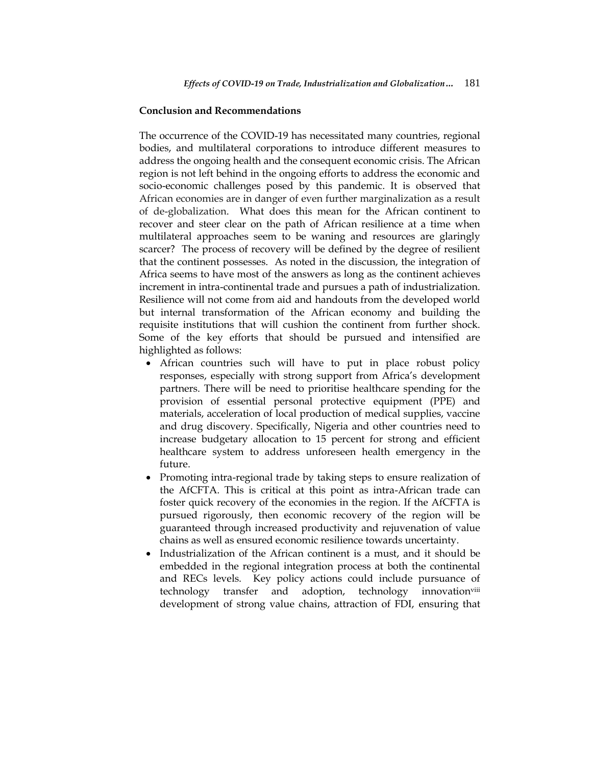**Conclusion and Recommendations**

The occurrence of the COVID-19 has necessitated many countries, regional bodies, and multilateral corporations to introduce different measures to address the ongoing health and the consequent economic crisis. The African region is not left behind in the ongoing efforts to address the economic and socio-economic challenges posed by this pandemic. It is observed that African economies are in danger of even further marginalization as a result of de-globalization. What does this mean for the African continent to recover and steer clear on the path of African resilience at a time when multilateral approaches seem to be waning and resources are glaringly scarcer? The process of recovery will be defined by the degree of resilient that the continent possesses. As noted in the discussion, the integration of Africa seems to have most of the answers as long as the continent achieves increment in intra-continental trade and pursues a path of industrialization. Resilience will not come from aid and handouts from the developed world but internal transformation of the African economy and building the requisite institutions that will cushion the continent from further shock. Some of the key efforts that should be pursued and intensified are highlighted as follows:

- African countries such will have to put in place robust policy responses, especially with strong support from Africa's development partners. There will be need to prioritise healthcare spending for the provision of essential personal protective equipment (PPE) and materials, acceleration of local production of medical supplies, vaccine and drug discovery. Specifically, Nigeria and other countries need to increase budgetary allocation to 15 percent for strong and efficient healthcare system to address unforeseen health emergency in the future.
- Promoting intra-regional trade by taking steps to ensure realization of the AfCFTA. This is critical at this point as intra-African trade can foster quick recovery of the economies in the region. If the AfCFTA is pursued rigorously, then economic recovery of the region will be guaranteed through increased productivity and rejuvenation of value chains as well as ensured economic resilience towards uncertainty.
- Industrialization of the African continent is a must, and it should be embedded in the regional integration process at both the continental and RECs levels. Key policy actions could include pursuance of technology transfer and adoption, technology innovation[viii] development of strong value chains, attraction of FDI, ensuring that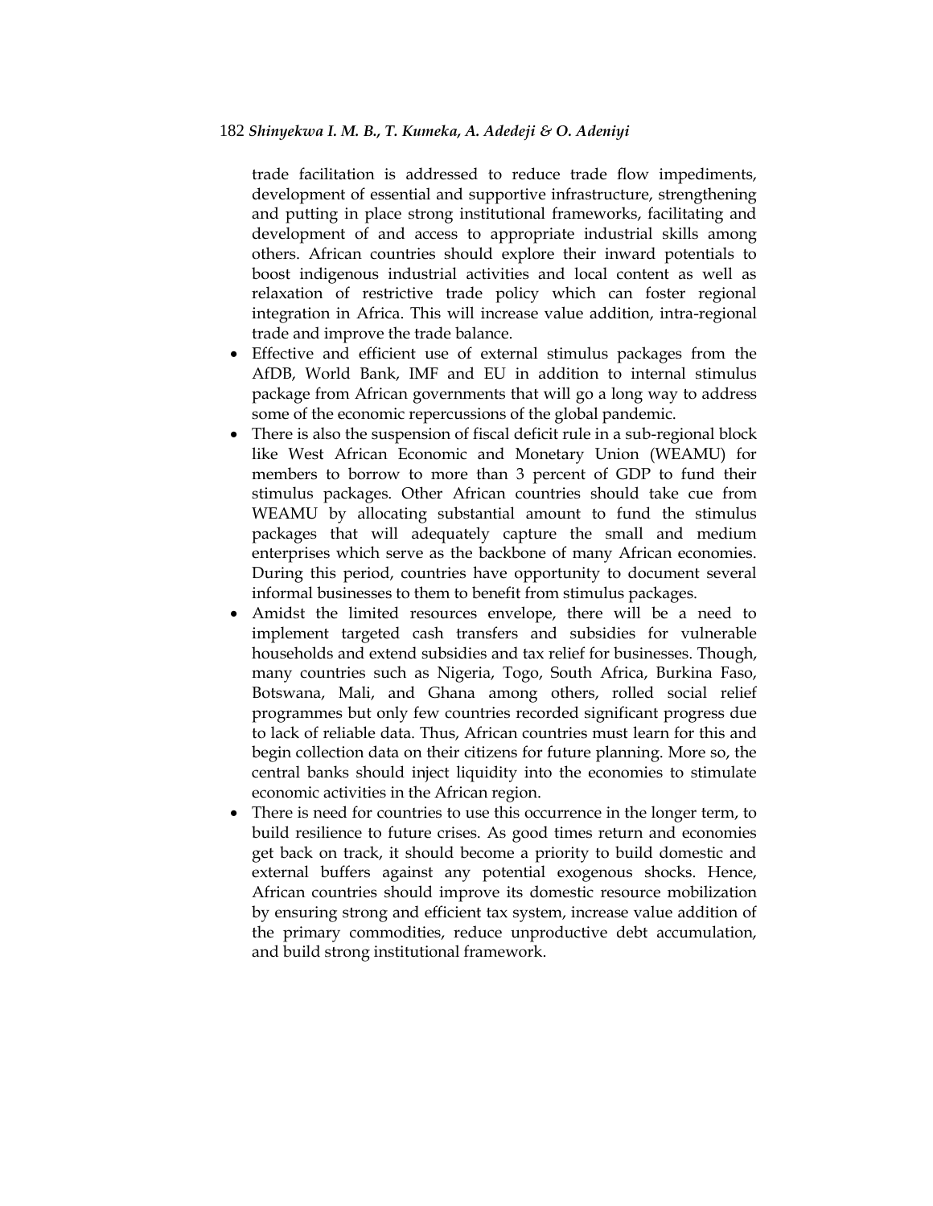trade facilitation is addressed to reduce trade flow impediments, development of essential and supportive infrastructure, strengthening and putting in place strong institutional frameworks, facilitating and development of and access to appropriate industrial skills among others. African countries should explore their inward potentials to boost indigenous industrial activities and local content as well as relaxation of restrictive trade policy which can foster regional integration in Africa. This will increase value addition, intra-regional trade and improve the trade balance.

- Effective and efficient use of external stimulus packages from the AfDB, World Bank, IMF and EU in addition to internal stimulus package from African governments that will go a long way to address some of the economic repercussions of the global pandemic.
- There is also the suspension of fiscal deficit rule in a sub-regional block like West African Economic and Monetary Union (WEAMU) for members to borrow to more than 3 percent of GDP to fund their stimulus packages. Other African countries should take cue from WEAMU by allocating substantial amount to fund the stimulus packages that will adequately capture the small and medium enterprises which serve as the backbone of many African economies. During this period, countries have opportunity to document several informal businesses to them to benefit from stimulus packages.
- Amidst the limited resources envelope, there will be a need to implement targeted cash transfers and subsidies for vulnerable households and extend subsidies and tax relief for businesses. Though, many countries such as Nigeria, Togo, South Africa, Burkina Faso, Botswana, Mali, and Ghana among others, rolled social relief programmes but only few countries recorded significant progress due to lack of reliable data. Thus, African countries must learn for this and begin collection data on their citizens for future planning. More so, the central banks should inject liquidity into the economies to stimulate economic activities in the African region.
- There is need for countries to use this occurrence in the longer term, to build resilience to future crises. As good times return and economies get back on track, it should become a priority to build domestic and external buffers against any potential exogenous shocks. Hence, African countries should improve its domestic resource mobilization by ensuring strong and efficient tax system, increase value addition of the primary commodities, reduce unproductive debt accumulation, and build strong institutional framework.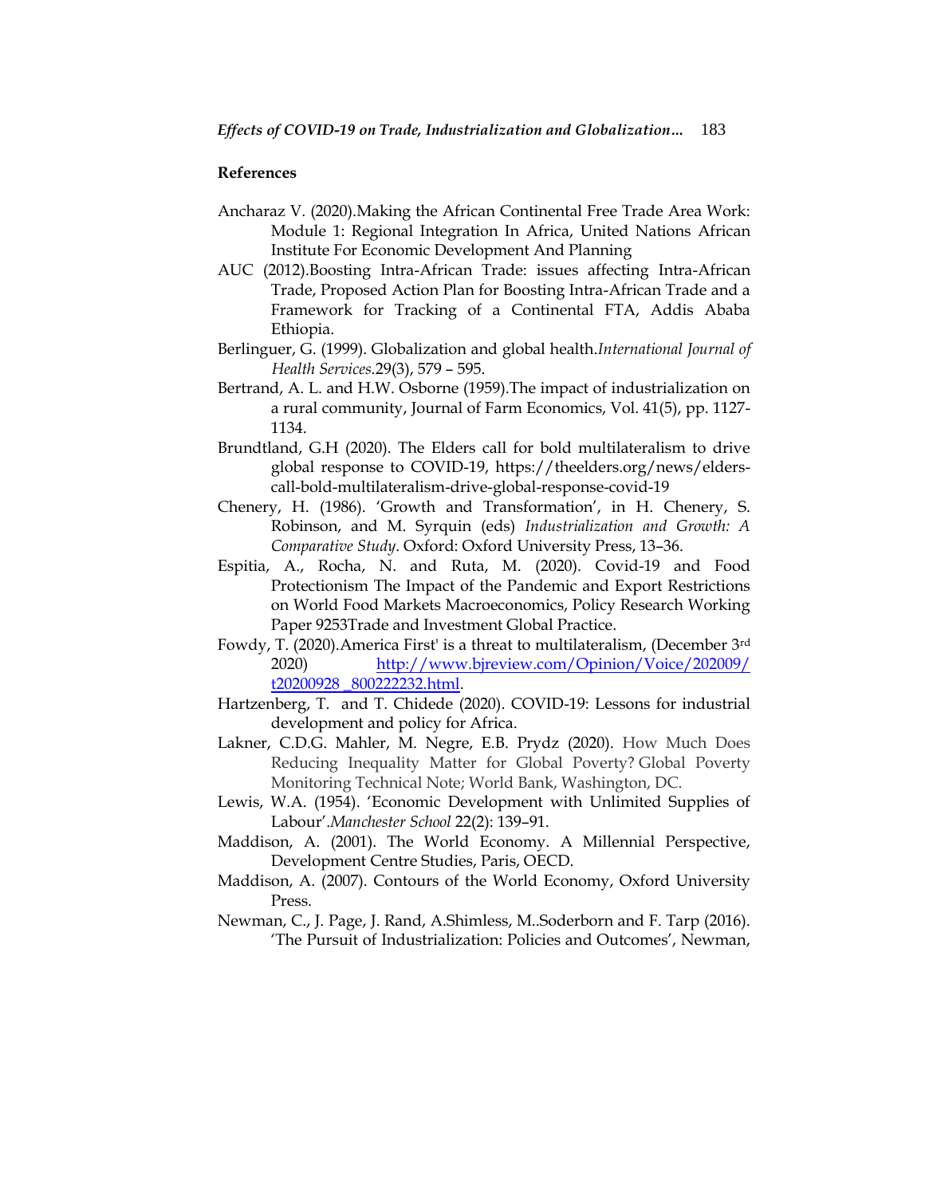**References**

Ancharaz V. (2020).Making the African Continental Free Trade Area Work: Module 1: Regional Integration In Africa, United Nations African Institute For Economic Development And Planning

AUC (2012).Boosting Intra-African Trade: issues affecting Intra-African Trade, Proposed Action Plan for Boosting Intra-African Trade and a Framework for Tracking of a Continental FTA, Addis Ababa Ethiopia.

Berlinguer, G. (1999). Globalization and global health.*International Journal of Health Services.*29(3), 579 – 595.

Bertrand, A. L. and H.W. Osborne (1959).The impact of industrialization on a rural community, Journal of Farm Economics, Vol. 41(5), pp. 1127-1134.

Brundtland, G.H (2020). The Elders call for bold multilateralism to drive global response to COVID-19, https://theelders.org/news/elders-call-bold-multilateralism-drive-global-response-covid-19

Chenery, H. (1986). 'Growth and Transformation', in H. Chenery, S. Robinson, and M. Syrquin (eds) *Industrialization and Growth: A Comparative Study*. Oxford: Oxford University Press, 13–36.

Espitia, A., Rocha, N. and Ruta, M. (2020). Covid-19 and Food Protectionism The Impact of the Pandemic and Export Restrictions on World Food Markets Macroeconomics, Policy Research Working Paper 9253Trade and Investment Global Practice.

Fowdy, T. (2020).America First' is a threat to multilateralism, (December 3rd 2020) [http://www.bjreview.com/Opinion/Voice/202009/t20200928_800222232.html](http://www.bjreview.com/Opinion/Voice/202009/t20200928_800222232.html).

Hartzenberg, T. and T. Chidede (2020). COVID-19: Lessons for industrial development and policy for Africa.

Lakner, C.D.G. Mahler, M. Negre, E.B. Prydz (2020). How Much Does Reducing Inequality Matter for Global Poverty? Global Poverty Monitoring Technical Note; World Bank, Washington, DC.

Lewis, W.A. (1954). 'Economic Development with Unlimited Supplies of Labour'.*Manchester School* 22(2): 139–91.

Maddison, A. (2001). The World Economy. A Millennial Perspective, Development Centre Studies, Paris, OECD.

Maddison, A. (2007). Contours of the World Economy, Oxford University Press.

Newman, C., J. Page, J. Rand, A.Shimless, M..Soderborn and F. Tarp (2016). 'The Pursuit of Industrialization: Policies and Outcomes', Newman,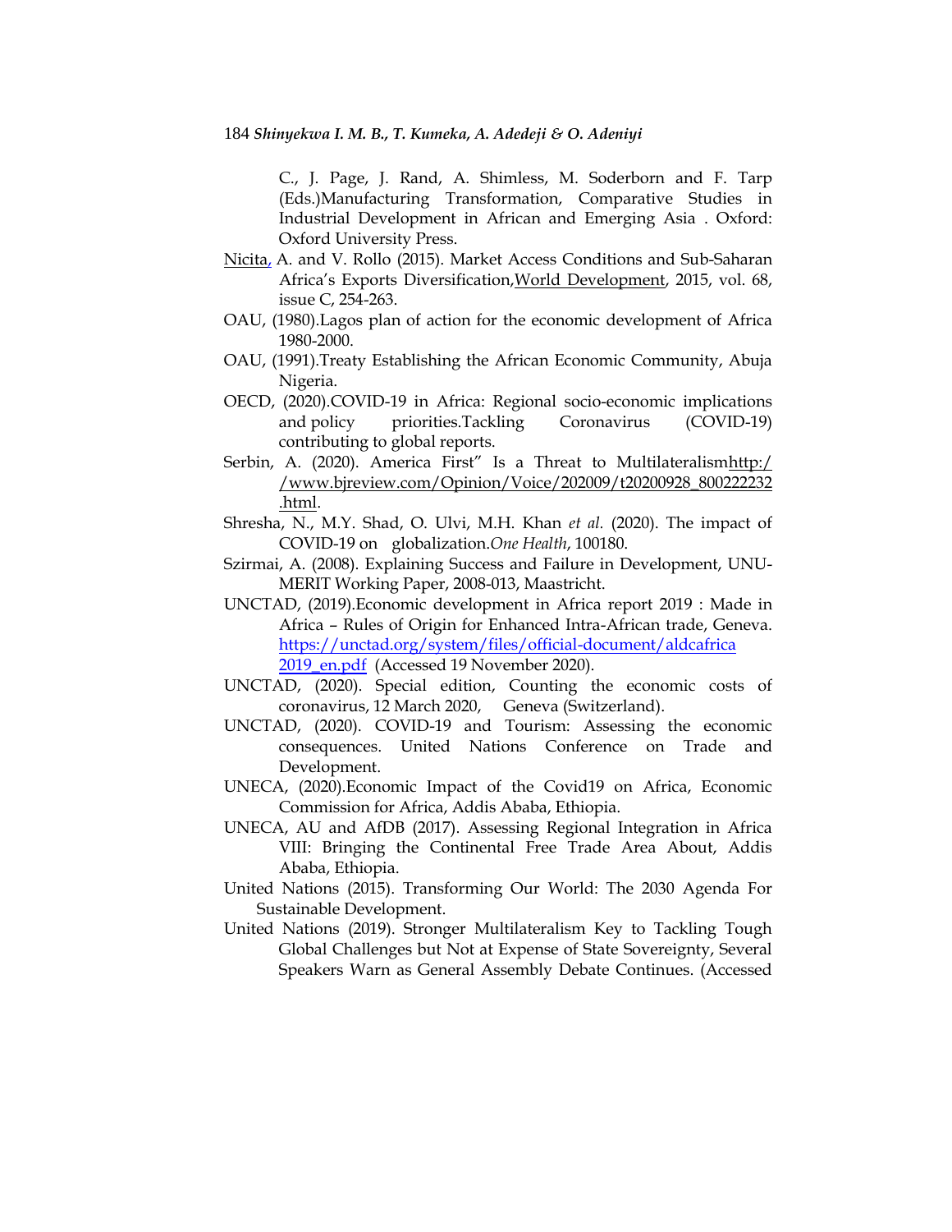C., J. Page, J. Rand, A. Shimless, M. Soderborn and F. Tarp (Eds.)Manufacturing Transformation, Comparative Studies in Industrial Development in African and Emerging Asia . Oxford: Oxford University Press.

Nicita, A. and V. Rollo (2015). Market Access Conditions and Sub-Saharan Africa's Exports Diversification,World Development, 2015, vol. 68, issue C, 254-263.

OAU, (1980).Lagos plan of action for the economic development of Africa 1980-2000.

OAU, (1991).Treaty Establishing the African Economic Community, Abuja Nigeria.

OECD, (2020).COVID-19 in Africa: Regional socio-economic implications and policy priorities.Tackling Coronavirus (COVID-19) contributing to global reports.

Serbin, A. (2020). America First" Is a Threat to Multilateralismhttp://www.bjreview.com/Opinion/Voice/202009/t20200928_800222232.html.

Shresha, N., M.Y. Shad, O. Ulvi, M.H. Khan *et al.* (2020). The impact of COVID-19 on globalization.*One Health*, 100180.

Szirmai, A. (2008). Explaining Success and Failure in Development, UNU-MERIT Working Paper, 2008-013, Maastricht.

UNCTAD, (2019).Economic development in Africa report 2019 : Made in Africa – Rules of Origin for Enhanced Intra-African trade, Geneva. https://unctad.org/system/files/official-document/aldcafrica2019_en.pdf (Accessed 19 November 2020).

UNCTAD, (2020). Special edition, Counting the economic costs of coronavirus, 12 March 2020, Geneva (Switzerland).

UNCTAD, (2020). COVID-19 and Tourism: Assessing the economic consequences. United Nations Conference on Trade and Development.

UNECA, (2020).Economic Impact of the Covid19 on Africa, Economic Commission for Africa, Addis Ababa, Ethiopia.

UNECA, AU and AfDB (2017). Assessing Regional Integration in Africa VIII: Bringing the Continental Free Trade Area About, Addis Ababa, Ethiopia.

United Nations (2015). Transforming Our World: The 2030 Agenda For Sustainable Development.

United Nations (2019). Stronger Multilateralism Key to Tackling Tough Global Challenges but Not at Expense of State Sovereignty, Several Speakers Warn as General Assembly Debate Continues. (Accessed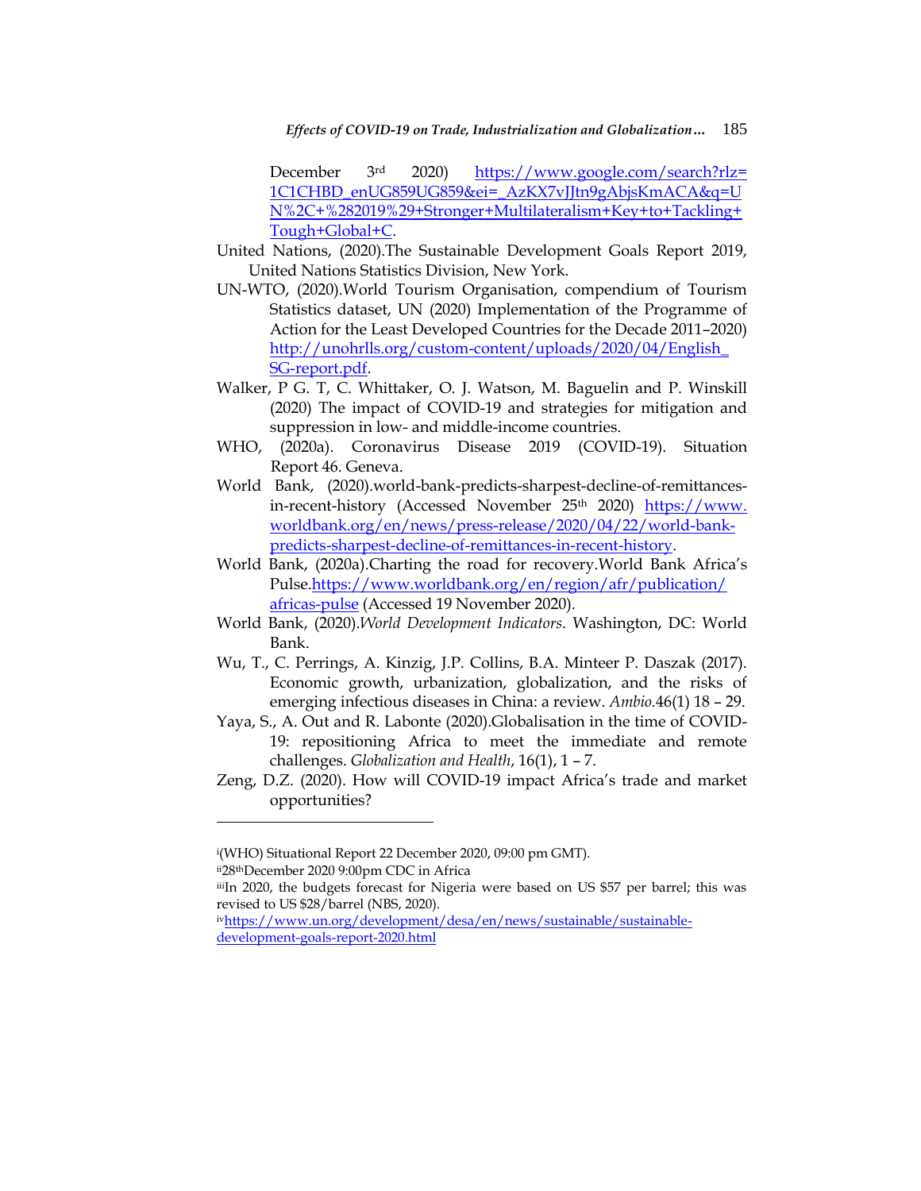December 3rd 2020) https://www.google.com/search?rlz=1C1CHBD_enUG859UG859&ei=_AzKX7vJJtn9gAbjsKmACA&q=UN%2C+%282019%29+Stronger+Multilateralism+Key+to+Tackling+Tough+Global+C.

United Nations, (2020).The Sustainable Development Goals Report 2019, United Nations Statistics Division, New York.

UN-WTO, (2020).World Tourism Organisation, compendium of Tourism Statistics dataset, UN (2020) Implementation of the Programme of Action for the Least Developed Countries for the Decade 2011–2020) http://unohrlls.org/custom-content/uploads/2020/04/English_SG-report.pdf.

Walker, P G. T, C. Whittaker, O. J. Watson, M. Baguelin and P. Winskill (2020) The impact of COVID-19 and strategies for mitigation and suppression in low- and middle-income countries.

WHO, (2020a). Coronavirus Disease 2019 (COVID-19). Situation Report 46. Geneva.

World Bank, (2020).world-bank-predicts-sharpest-decline-of-remittances-in-recent-history (Accessed November 25th 2020) https://www.worldbank.org/en/news/press-release/2020/04/22/world-bank-predicts-sharpest-decline-of-remittances-in-recent-history.

World Bank, (2020a).Charting the road for recovery.World Bank Africa's Pulse.https://www.worldbank.org/en/region/afr/publication/africas-pulse (Accessed 19 November 2020).

World Bank, (2020).*World Development Indicators*. Washington, DC: World Bank.

Wu, T., C. Perrings, A. Kinzig, J.P. Collins, B.A. Minteer P. Daszak (2017). Economic growth, urbanization, globalization, and the risks of emerging infectious diseases in China: a review. *Ambio.*46(1) 18 – 29.

Yaya, S., A. Out and R. Labonte (2020).Globalisation in the time of COVID-19: repositioning Africa to meet the immediate and remote challenges. *Globalization and Health*, 16(1), 1 – 7.

Zeng, D.Z. (2020). How will COVID-19 impact Africa's trade and market opportunities?

---

[i](WHO) Situational Report 22 December 2020, 09:00 pm GMT).

[ii]28thDecember 2020 9:00pm CDC in Africa

[iii]In 2020, the budgets forecast for Nigeria were based on US $57 per barrel; this was revised to US $28/barrel (NBS, 2020).

[iv]https://www.un.org/development/desa/en/news/sustainable/sustainable-development-goals-report-2020.html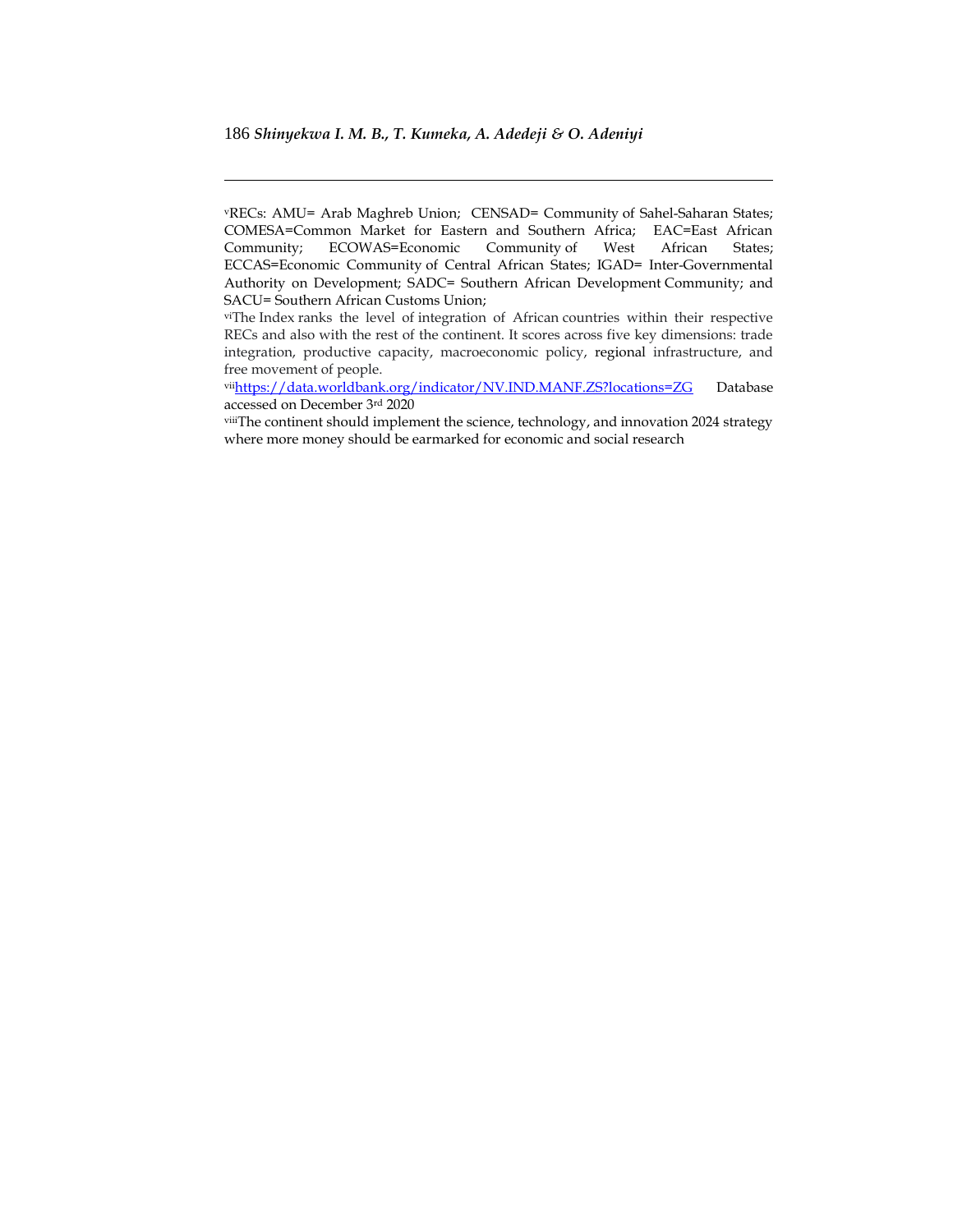[v]RECs: AMU= Arab Maghreb Union; CENSAD= Community of Sahel-Saharan States; COMESA=Common Market for Eastern and Southern Africa; EAC=East African Community; ECOWAS=Economic Community of West African States; ECCAS=Economic Community of Central African States; IGAD= Inter-Governmental Authority on Development; SADC= Southern African Development Community; and SACU= Southern African Customs Union;

[vi]The Index ranks the level of integration of African countries within their respective RECs and also with the rest of the continent. It scores across five key dimensions: trade integration, productive capacity, macroeconomic policy, regional infrastructure, and free movement of people.

[vii][https://data.worldbank.org/indicator/NV.IND.MANF.ZS?locations=ZG](https://data.worldbank.org/indicator/NV.IND.MANF.ZS?locations=ZG) Database accessed on December 3rd 2020

[viii]The continent should implement the science, technology, and innovation 2024 strategy where more money should be earmarked for economic and social research